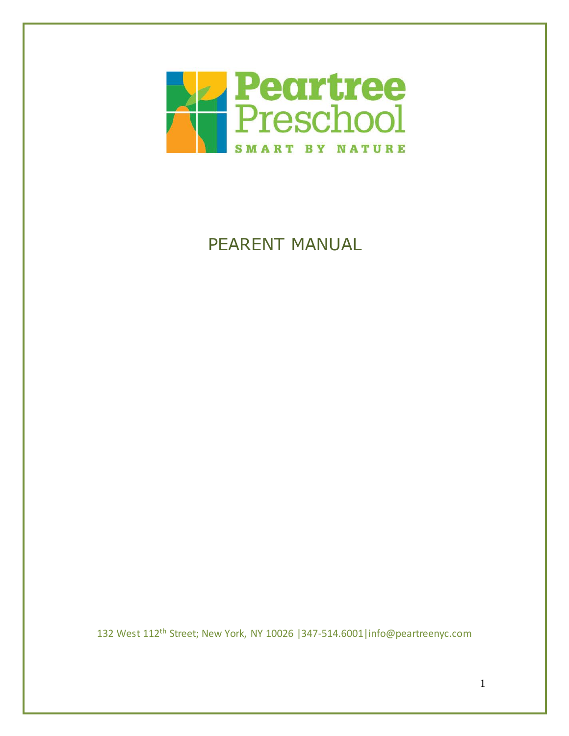# Peartree Preschool

SMART BY NATURE

## PEARENT MANUAL

132 West 112th Street; New York, NY 10026 |347-514.6001|info@peartreenyc.com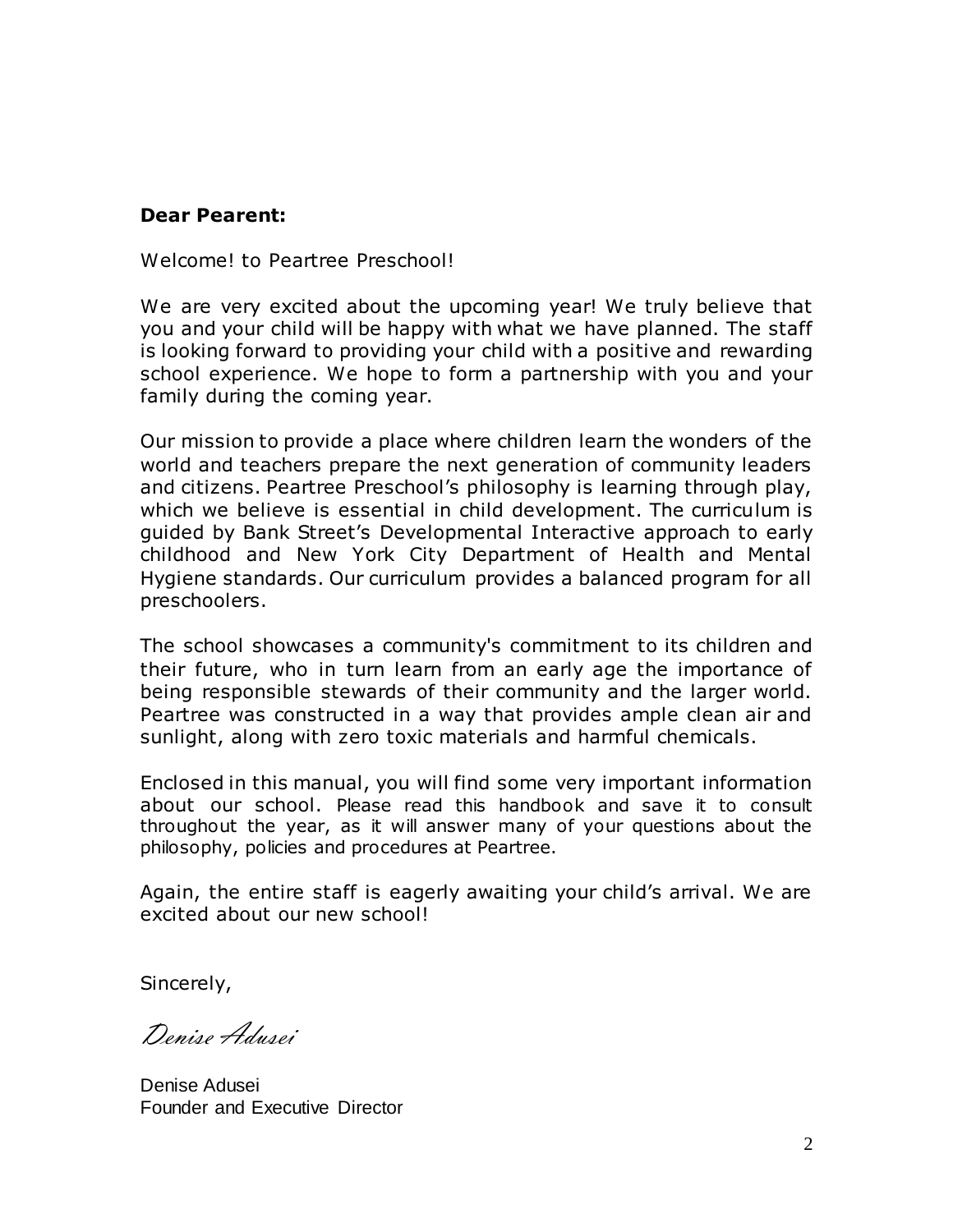**Dear Pearent:**

Welcome! to Peartree Preschool!

We are very excited about the upcoming year! We truly believe that you and your child will be happy with what we have planned. The staff is looking forward to providing your child with a positive and rewarding school experience. We hope to form a partnership with you and your family during the coming year.

Our mission to provide a place where children learn the wonders of the world and teachers prepare the next generation of community leaders and citizens. Peartree Preschool's philosophy is learning through play, which we believe is essential in child development. The curriculum is guided by Bank Street's Developmental Interactive approach to early childhood and New York City Department of Health and Mental Hygiene standards. Our curriculum provides a balanced program for all preschoolers.

The school showcases a community's commitment to its children and their future, who in turn learn from an early age the importance of being responsible stewards of their community and the larger world. Peartree was constructed in a way that provides ample clean air and sunlight, along with zero toxic materials and harmful chemicals.

Enclosed in this manual, you will find some very important information about our school. Please read this handbook and save it to consult throughout the year, as it will answer many of your questions about the philosophy, policies and procedures at Peartree.

Again, the entire staff is eagerly awaiting your child's arrival. We are excited about our new school!

Sincerely,

*Denise Adusei*

Denise Adusei
Founder and Executive Director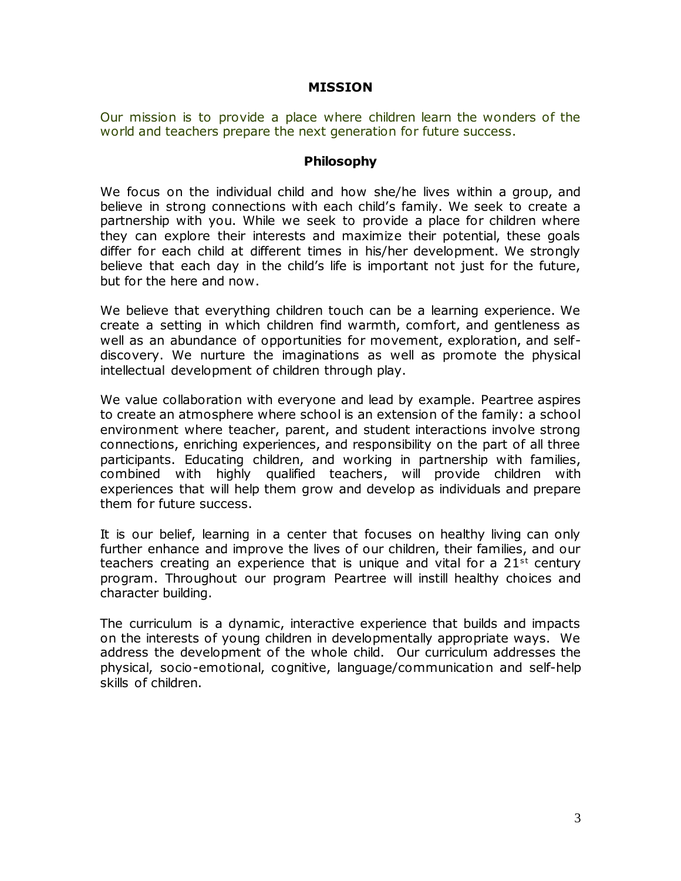## MISSION

Our mission is to provide a place where children learn the wonders of the world and teachers prepare the next generation for future success.

### Philosophy

We focus on the individual child and how she/he lives within a group, and believe in strong connections with each child's family. We seek to create a partnership with you. While we seek to provide a place for children where they can explore their interests and maximize their potential, these goals differ for each child at different times in his/her development. We strongly believe that each day in the child's life is important not just for the future, but for the here and now.

We believe that everything children touch can be a learning experience. We create a setting in which children find warmth, comfort, and gentleness as well as an abundance of opportunities for movement, exploration, and self-discovery. We nurture the imaginations as well as promote the physical intellectual development of children through play.

We value collaboration with everyone and lead by example. Peartree aspires to create an atmosphere where school is an extension of the family: a school environment where teacher, parent, and student interactions involve strong connections, enriching experiences, and responsibility on the part of all three participants. Educating children, and working in partnership with families, combined with highly qualified teachers, will provide children with experiences that will help them grow and develop as individuals and prepare them for future success.

It is our belief, learning in a center that focuses on healthy living can only further enhance and improve the lives of our children, their families, and our teachers creating an experience that is unique and vital for a 21st century program. Throughout our program Peartree will instill healthy choices and character building.

The curriculum is a dynamic, interactive experience that builds and impacts on the interests of young children in developmentally appropriate ways. We address the development of the whole child. Our curriculum addresses the physical, socio-emotional, cognitive, language/communication and self-help skills of children.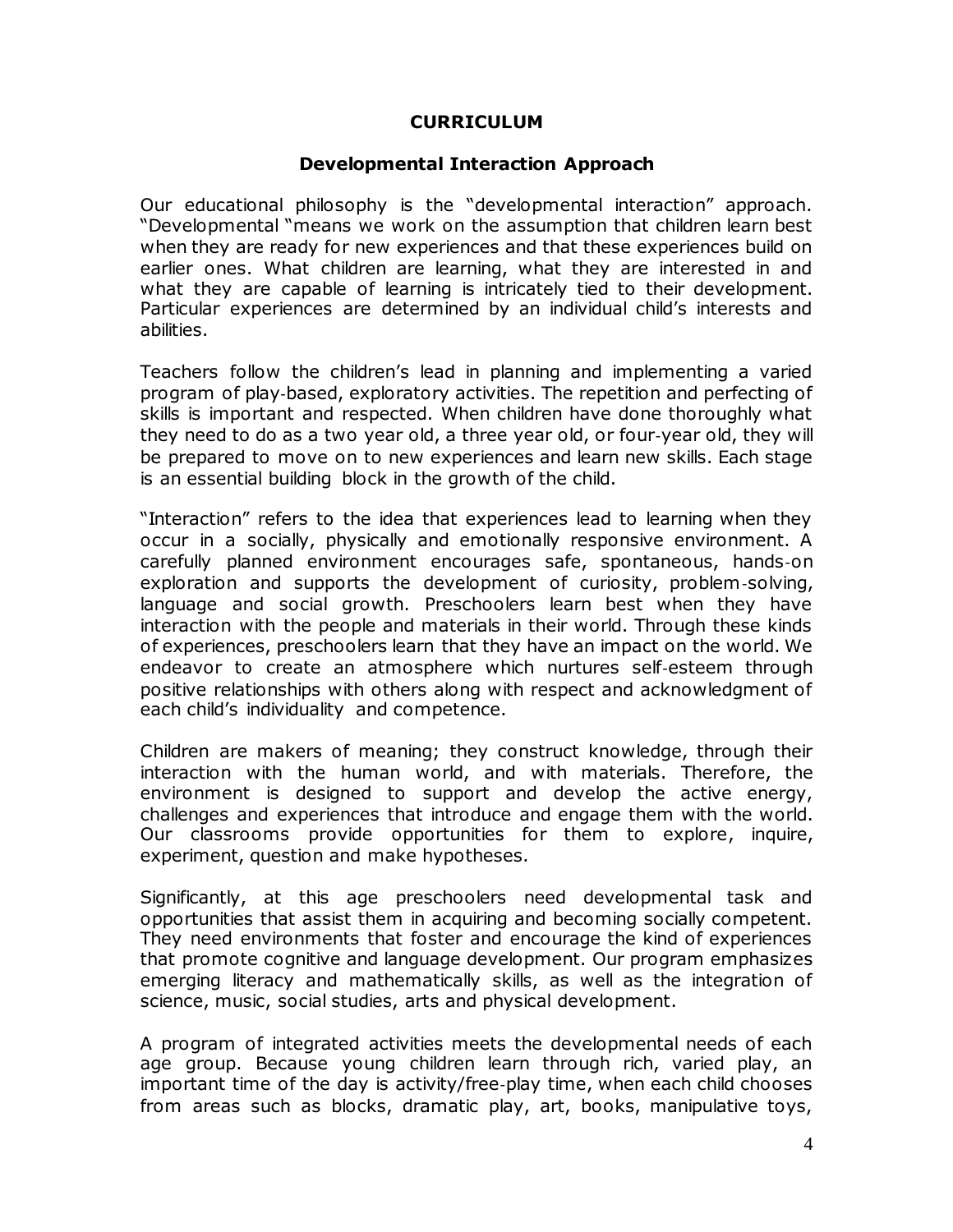# CURRICULUM

## Developmental Interaction Approach

Our educational philosophy is the "developmental interaction" approach. "Developmental "means we work on the assumption that children learn best when they are ready for new experiences and that these experiences build on earlier ones. What children are learning, what they are interested in and what they are capable of learning is intricately tied to their development. Particular experiences are determined by an individual child's interests and abilities.

Teachers follow the children's lead in planning and implementing a varied program of play-based, exploratory activities. The repetition and perfecting of skills is important and respected. When children have done thoroughly what they need to do as a two year old, a three year old, or four-year old, they will be prepared to move on to new experiences and learn new skills. Each stage is an essential building block in the growth of the child.

"Interaction" refers to the idea that experiences lead to learning when they occur in a socially, physically and emotionally responsive environment. A carefully planned environment encourages safe, spontaneous, hands-on exploration and supports the development of curiosity, problem-solving, language and social growth. Preschoolers learn best when they have interaction with the people and materials in their world. Through these kinds of experiences, preschoolers learn that they have an impact on the world. We endeavor to create an atmosphere which nurtures self-esteem through positive relationships with others along with respect and acknowledgment of each child's individuality and competence.

Children are makers of meaning; they construct knowledge, through their interaction with the human world, and with materials. Therefore, the environment is designed to support and develop the active energy, challenges and experiences that introduce and engage them with the world. Our classrooms provide opportunities for them to explore, inquire, experiment, question and make hypotheses.

Significantly, at this age preschoolers need developmental task and opportunities that assist them in acquiring and becoming socially competent. They need environments that foster and encourage the kind of experiences that promote cognitive and language development. Our program emphasizes emerging literacy and mathematically skills, as well as the integration of science, music, social studies, arts and physical development.

A program of integrated activities meets the developmental needs of each age group. Because young children learn through rich, varied play, an important time of the day is activity/free-play time, when each child chooses from areas such as blocks, dramatic play, art, books, manipulative toys,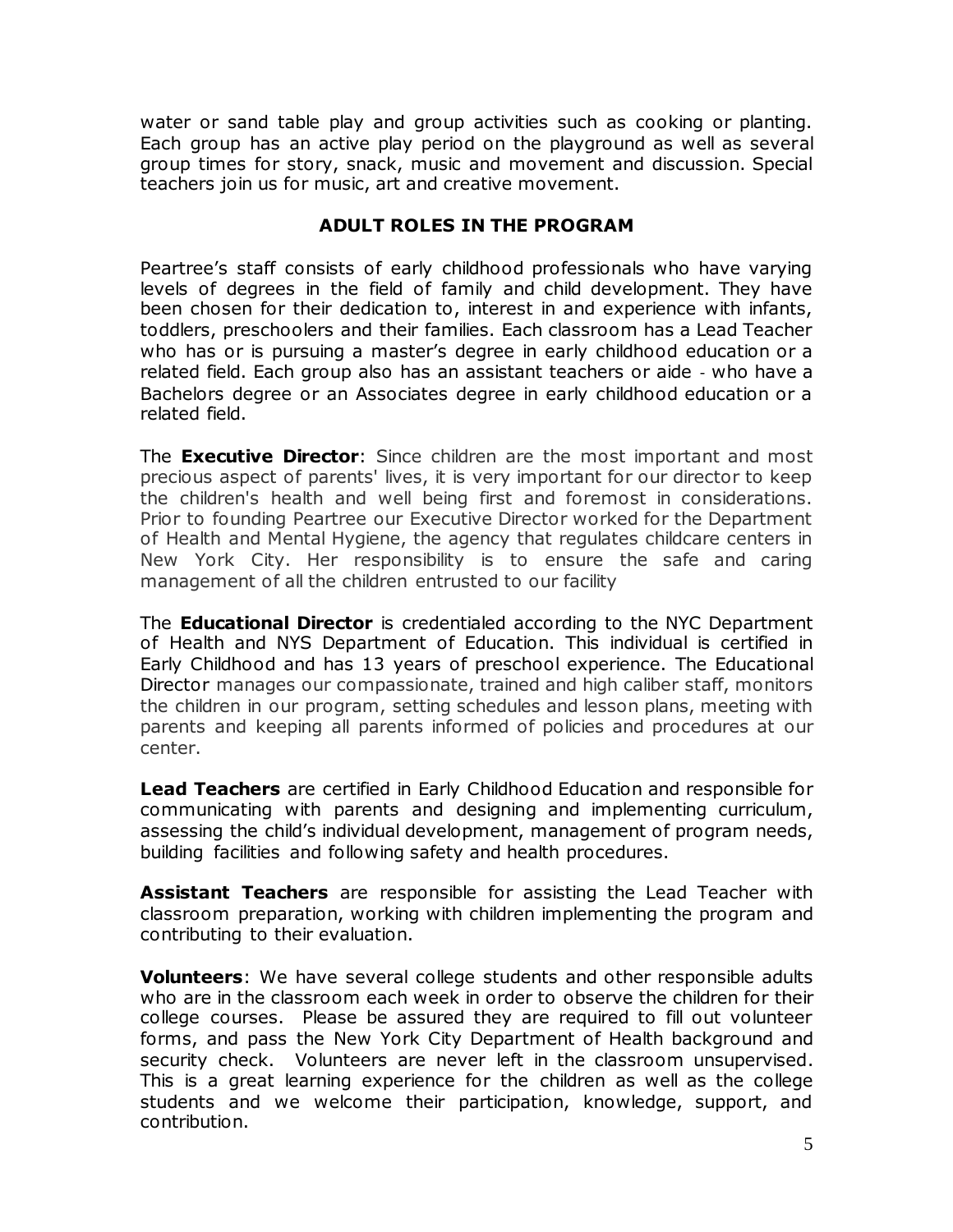water or sand table play and group activities such as cooking or planting. Each group has an active play period on the playground as well as several group times for story, snack, music and movement and discussion. Special teachers join us for music, art and creative movement.

## ADULT ROLES IN THE PROGRAM

Peartree's staff consists of early childhood professionals who have varying levels of degrees in the field of family and child development. They have been chosen for their dedication to, interest in and experience with infants, toddlers, preschoolers and their families. Each classroom has a Lead Teacher who has or is pursuing a master's degree in early childhood education or a related field. Each group also has an assistant teachers or aide - who have a Bachelors degree or an Associates degree in early childhood education or a related field.

The **Executive Director**: Since children are the most important and most precious aspect of parents' lives, it is very important for our director to keep the children's health and well being first and foremost in considerations. Prior to founding Peartree our Executive Director worked for the Department of Health and Mental Hygiene, the agency that regulates childcare centers in New York City. Her responsibility is to ensure the safe and caring management of all the children entrusted to our facility

The **Educational Director** is credentialed according to the NYC Department of Health and NYS Department of Education. This individual is certified in Early Childhood and has 13 years of preschool experience. The Educational Director manages our compassionate, trained and high caliber staff, monitors the children in our program, setting schedules and lesson plans, meeting with parents and keeping all parents informed of policies and procedures at our center.

**Lead Teachers** are certified in Early Childhood Education and responsible for communicating with parents and designing and implementing curriculum, assessing the child's individual development, management of program needs, building facilities and following safety and health procedures.

**Assistant Teachers** are responsible for assisting the Lead Teacher with classroom preparation, working with children implementing the program and contributing to their evaluation.

**Volunteers**: We have several college students and other responsible adults who are in the classroom each week in order to observe the children for their college courses. Please be assured they are required to fill out volunteer forms, and pass the New York City Department of Health background and security check. Volunteers are never left in the classroom unsupervised. This is a great learning experience for the children as well as the college students and we welcome their participation, knowledge, support, and contribution.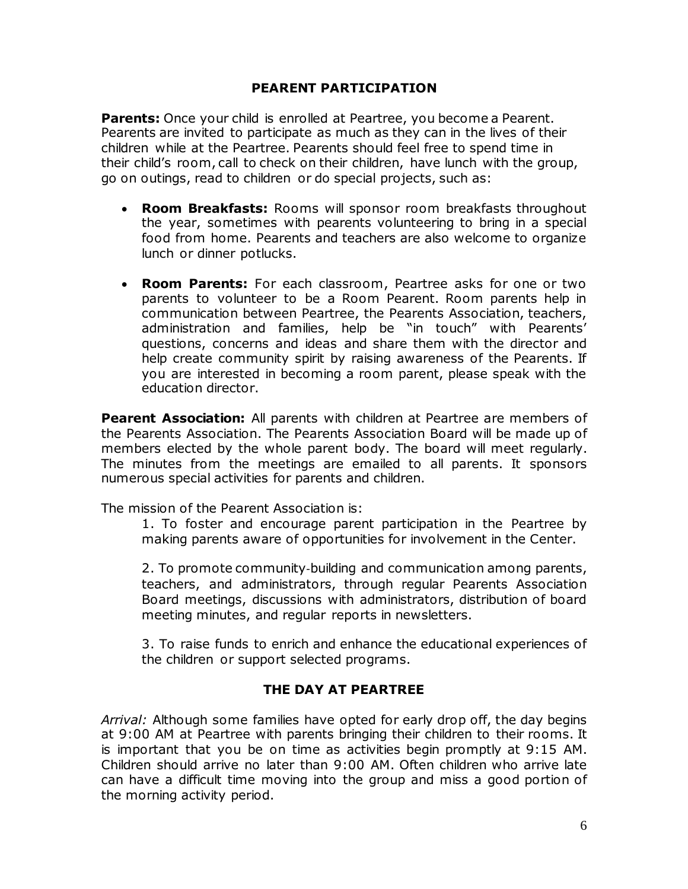## PEARENT PARTICIPATION

**Parents:** Once your child is enrolled at Peartree, you become a Pearent. Pearents are invited to participate as much as they can in the lives of their children while at the Peartree. Pearents should feel free to spend time in their child's room, call to check on their children, have lunch with the group, go on outings, read to children or do special projects, such as:

- **Room Breakfasts:** Rooms will sponsor room breakfasts throughout the year, sometimes with pearents volunteering to bring in a special food from home. Pearents and teachers are also welcome to organize lunch or dinner potlucks.

- **Room Parents:** For each classroom, Peartree asks for one or two parents to volunteer to be a Room Pearent. Room parents help in communication between Peartree, the Pearents Association, teachers, administration and families, help be "in touch" with Pearents' questions, concerns and ideas and share them with the director and help create community spirit by raising awareness of the Pearents. If you are interested in becoming a room parent, please speak with the education director.

**Pearent Association:** All parents with children at Peartree are members of the Pearents Association. The Pearents Association Board will be made up of members elected by the whole parent body. The board will meet regularly. The minutes from the meetings are emailed to all parents. It sponsors numerous special activities for parents and children.

The mission of the Pearent Association is:

1. To foster and encourage parent participation in the Peartree by making parents aware of opportunities for involvement in the Center.

2. To promote community-building and communication among parents, teachers, and administrators, through regular Pearents Association Board meetings, discussions with administrators, distribution of board meeting minutes, and regular reports in newsletters.

3. To raise funds to enrich and enhance the educational experiences of the children or support selected programs.

## THE DAY AT PEARTREE

*Arrival:* Although some families have opted for early drop off, the day begins at 9:00 AM at Peartree with parents bringing their children to their rooms. It is important that you be on time as activities begin promptly at 9:15 AM. Children should arrive no later than 9:00 AM. Often children who arrive late can have a difficult time moving into the group and miss a good portion of the morning activity period.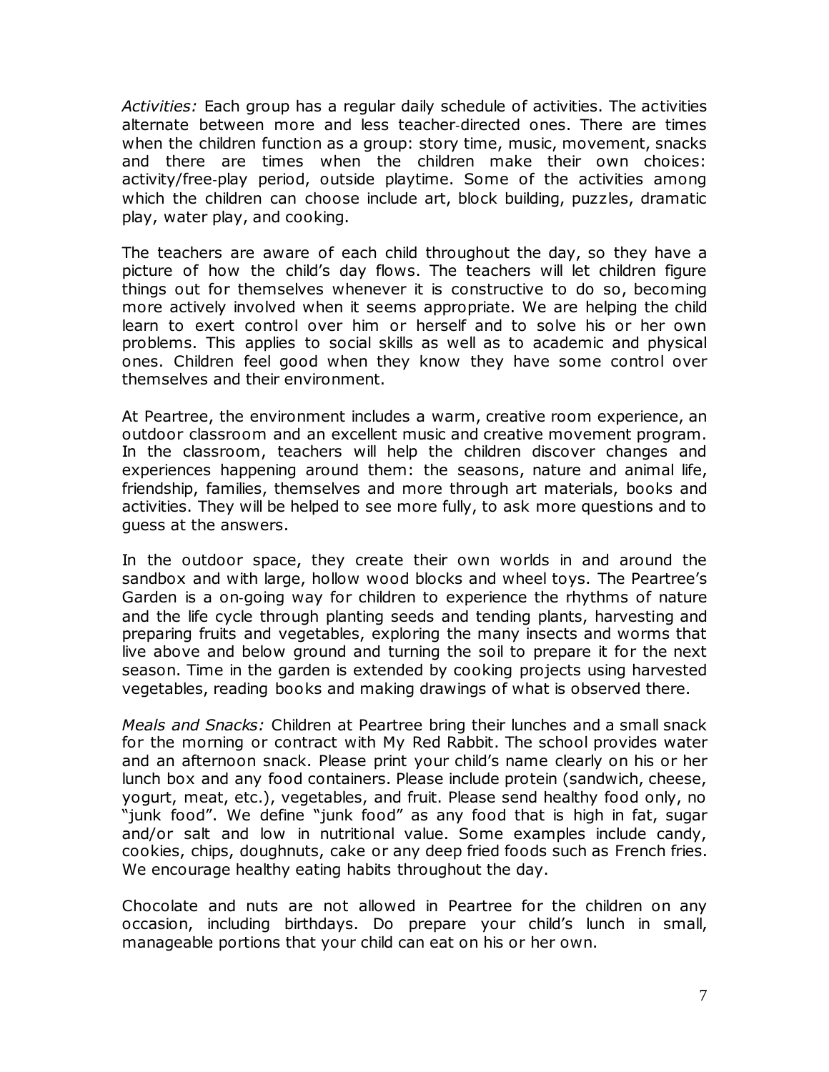*Activities:* Each group has a regular daily schedule of activities. The activities alternate between more and less teacher-directed ones. There are times when the children function as a group: story time, music, movement, snacks and there are times when the children make their own choices: activity/free-play period, outside playtime. Some of the activities among which the children can choose include art, block building, puzzles, dramatic play, water play, and cooking.

The teachers are aware of each child throughout the day, so they have a picture of how the child's day flows. The teachers will let children figure things out for themselves whenever it is constructive to do so, becoming more actively involved when it seems appropriate. We are helping the child learn to exert control over him or herself and to solve his or her own problems. This applies to social skills as well as to academic and physical ones. Children feel good when they know they have some control over themselves and their environment.

At Peartree, the environment includes a warm, creative room experience, an outdoor classroom and an excellent music and creative movement program. In the classroom, teachers will help the children discover changes and experiences happening around them: the seasons, nature and animal life, friendship, families, themselves and more through art materials, books and activities. They will be helped to see more fully, to ask more questions and to guess at the answers.

In the outdoor space, they create their own worlds in and around the sandbox and with large, hollow wood blocks and wheel toys. The Peartree's Garden is a on-going way for children to experience the rhythms of nature and the life cycle through planting seeds and tending plants, harvesting and preparing fruits and vegetables, exploring the many insects and worms that live above and below ground and turning the soil to prepare it for the next season. Time in the garden is extended by cooking projects using harvested vegetables, reading books and making drawings of what is observed there.

*Meals and Snacks:* Children at Peartree bring their lunches and a small snack for the morning or contract with My Red Rabbit. The school provides water and an afternoon snack. Please print your child's name clearly on his or her lunch box and any food containers. Please include protein (sandwich, cheese, yogurt, meat, etc.), vegetables, and fruit. Please send healthy food only, no "junk food". We define "junk food" as any food that is high in fat, sugar and/or salt and low in nutritional value. Some examples include candy, cookies, chips, doughnuts, cake or any deep fried foods such as French fries. We encourage healthy eating habits throughout the day.

Chocolate and nuts are not allowed in Peartree for the children on any occasion, including birthdays. Do prepare your child's lunch in small, manageable portions that your child can eat on his or her own.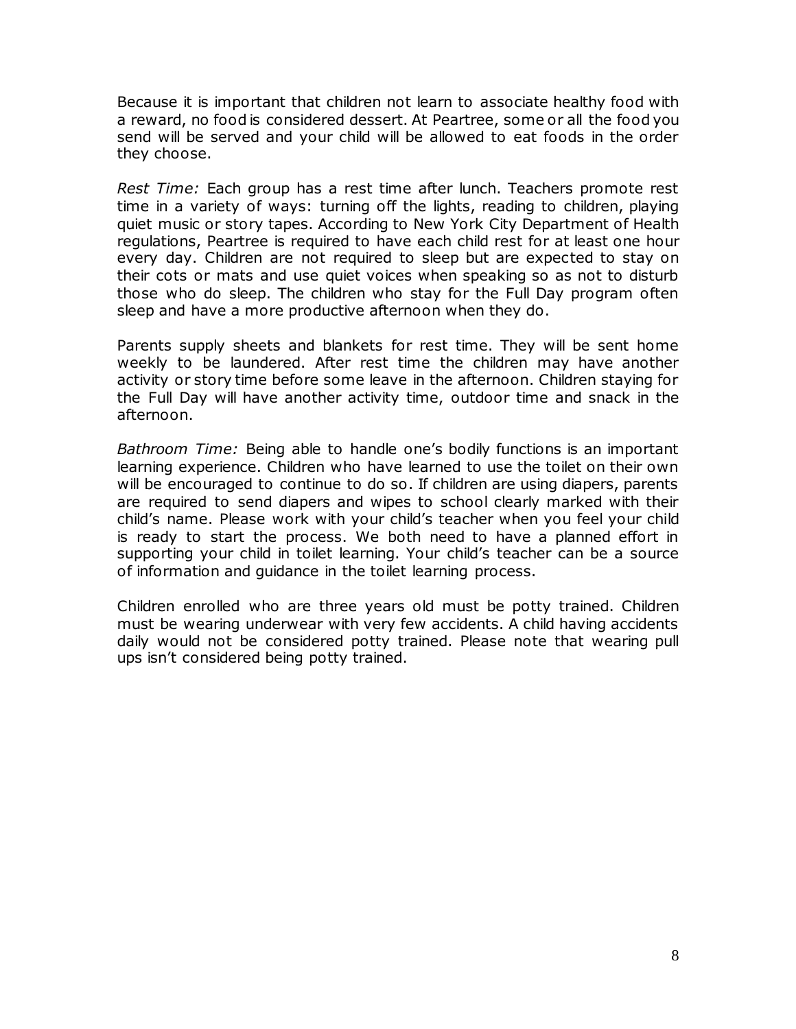Because it is important that children not learn to associate healthy food with a reward, no food is considered dessert. At Peartree, some or all the food you send will be served and your child will be allowed to eat foods in the order they choose.

*Rest Time:* Each group has a rest time after lunch. Teachers promote rest time in a variety of ways: turning off the lights, reading to children, playing quiet music or story tapes. According to New York City Department of Health regulations, Peartree is required to have each child rest for at least one hour every day. Children are not required to sleep but are expected to stay on their cots or mats and use quiet voices when speaking so as not to disturb those who do sleep. The children who stay for the Full Day program often sleep and have a more productive afternoon when they do.

Parents supply sheets and blankets for rest time. They will be sent home weekly to be laundered. After rest time the children may have another activity or story time before some leave in the afternoon. Children staying for the Full Day will have another activity time, outdoor time and snack in the afternoon.

*Bathroom Time:* Being able to handle one's bodily functions is an important learning experience. Children who have learned to use the toilet on their own will be encouraged to continue to do so. If children are using diapers, parents are required to send diapers and wipes to school clearly marked with their child's name. Please work with your child's teacher when you feel your child is ready to start the process. We both need to have a planned effort in supporting your child in toilet learning. Your child's teacher can be a source of information and guidance in the toilet learning process.

Children enrolled who are three years old must be potty trained. Children must be wearing underwear with very few accidents. A child having accidents daily would not be considered potty trained. Please note that wearing pull ups isn't considered being potty trained.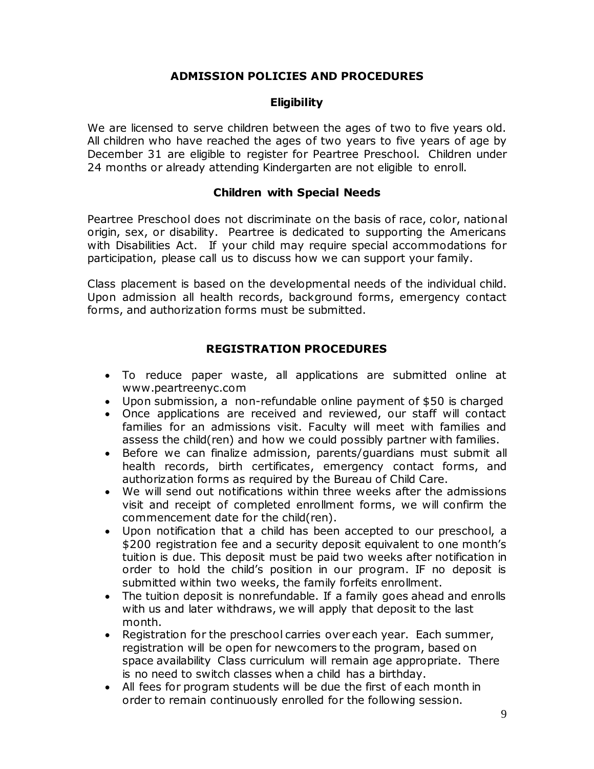## ADMISSION POLICIES AND PROCEDURES

### Eligibility

We are licensed to serve children between the ages of two to five years old. All children who have reached the ages of two years to five years of age by December 31 are eligible to register for Peartree Preschool. Children under 24 months or already attending Kindergarten are not eligible to enroll.

### Children with Special Needs

Peartree Preschool does not discriminate on the basis of race, color, national origin, sex, or disability. Peartree is dedicated to supporting the Americans with Disabilities Act. If your child may require special accommodations for participation, please call us to discuss how we can support your family.

Class placement is based on the developmental needs of the individual child. Upon admission all health records, background forms, emergency contact forms, and authorization forms must be submitted.

## REGISTRATION PROCEDURES

- To reduce paper waste, all applications are submitted online at www.peartreenyc.com
- Upon submission, a non-refundable online payment of $50 is charged
- Once applications are received and reviewed, our staff will contact families for an admissions visit. Faculty will meet with families and assess the child(ren) and how we could possibly partner with families.
- Before we can finalize admission, parents/guardians must submit all health records, birth certificates, emergency contact forms, and authorization forms as required by the Bureau of Child Care.
- We will send out notifications within three weeks after the admissions visit and receipt of completed enrollment forms, we will confirm the commencement date for the child(ren).
- Upon notification that a child has been accepted to our preschool, a $200 registration fee and a security deposit equivalent to one month's tuition is due. This deposit must be paid two weeks after notification in order to hold the child's position in our program. IF no deposit is submitted within two weeks, the family forfeits enrollment.
- The tuition deposit is nonrefundable. If a family goes ahead and enrolls with us and later withdraws, we will apply that deposit to the last month.
- Registration for the preschool carries over each year. Each summer, registration will be open for newcomers to the program, based on space availability Class curriculum will remain age appropriate. There is no need to switch classes when a child has a birthday.
- All fees for program students will be due the first of each month in order to remain continuously enrolled for the following session.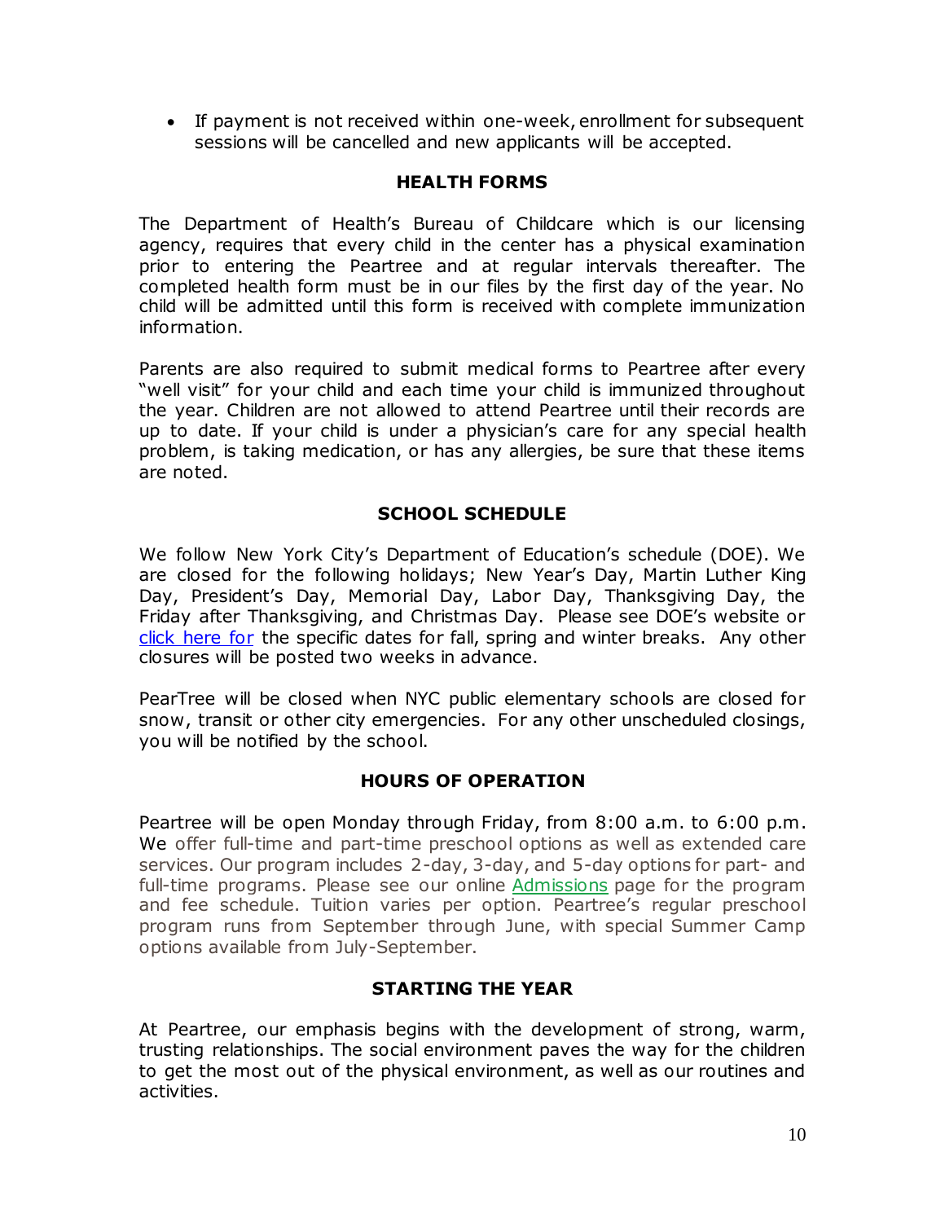- If payment is not received within one-week, enrollment for subsequent sessions will be cancelled and new applicants will be accepted.

## HEALTH FORMS

The Department of Health's Bureau of Childcare which is our licensing agency, requires that every child in the center has a physical examination prior to entering the Peartree and at regular intervals thereafter. The completed health form must be in our files by the first day of the year. No child will be admitted until this form is received with complete immunization information.

Parents are also required to submit medical forms to Peartree after every "well visit" for your child and each time your child is immunized throughout the year. Children are not allowed to attend Peartree until their records are up to date. If your child is under a physician's care for any special health problem, is taking medication, or has any allergies, be sure that these items are noted.

## SCHOOL SCHEDULE

We follow New York City's Department of Education's schedule (DOE). We are closed for the following holidays; New Year's Day, Martin Luther King Day, President's Day, Memorial Day, Labor Day, Thanksgiving Day, the Friday after Thanksgiving, and Christmas Day. Please see DOE's website or click here for the specific dates for fall, spring and winter breaks. Any other closures will be posted two weeks in advance.

PearTree will be closed when NYC public elementary schools are closed for snow, transit or other city emergencies. For any other unscheduled closings, you will be notified by the school.

## HOURS OF OPERATION

Peartree will be open Monday through Friday, from 8:00 a.m. to 6:00 p.m. We offer full-time and part-time preschool options as well as extended care services. Our program includes 2-day, 3-day, and 5-day options for part- and full-time programs. Please see our online Admissions page for the program and fee schedule. Tuition varies per option. Peartree's regular preschool program runs from September through June, with special Summer Camp options available from July-September.

## STARTING THE YEAR

At Peartree, our emphasis begins with the development of strong, warm, trusting relationships. The social environment paves the way for the children to get the most out of the physical environment, as well as our routines and activities.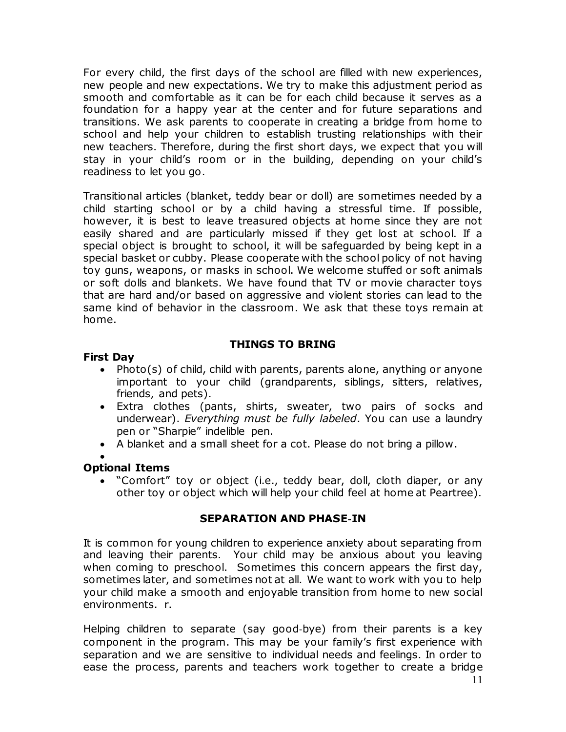For every child, the first days of the school are filled with new experiences, new people and new expectations. We try to make this adjustment period as smooth and comfortable as it can be for each child because it serves as a foundation for a happy year at the center and for future separations and transitions. We ask parents to cooperate in creating a bridge from home to school and help your children to establish trusting relationships with their new teachers. Therefore, during the first short days, we expect that you will stay in your child's room or in the building, depending on your child's readiness to let you go.

Transitional articles (blanket, teddy bear or doll) are sometimes needed by a child starting school or by a child having a stressful time. If possible, however, it is best to leave treasured objects at home since they are not easily shared and are particularly missed if they get lost at school. If a special object is brought to school, it will be safeguarded by being kept in a special basket or cubby. Please cooperate with the school policy of not having toy guns, weapons, or masks in school. We welcome stuffed or soft animals or soft dolls and blankets. We have found that TV or movie character toys that are hard and/or based on aggressive and violent stories can lead to the same kind of behavior in the classroom. We ask that these toys remain at home.

## THINGS TO BRING

**First Day**

- Photo(s) of child, child with parents, parents alone, anything or anyone important to your child (grandparents, siblings, sitters, relatives, friends, and pets).
- Extra clothes (pants, shirts, sweater, two pairs of socks and underwear). *Everything must be fully labeled*. You can use a laundry pen or "Sharpie" indelible pen.
- A blanket and a small sheet for a cot. Please do not bring a pillow.

**Optional Items**

- "Comfort" toy or object (i.e., teddy bear, doll, cloth diaper, or any other toy or object which will help your child feel at home at Peartree).

## SEPARATION AND PHASE-IN

It is common for young children to experience anxiety about separating from and leaving their parents. Your child may be anxious about you leaving when coming to preschool. Sometimes this concern appears the first day, sometimes later, and sometimes not at all. We want to work with you to help your child make a smooth and enjoyable transition from home to new social environments. r.

Helping children to separate (say good-bye) from their parents is a key component in the program. This may be your family's first experience with separation and we are sensitive to individual needs and feelings. In order to ease the process, parents and teachers work together to create a bridge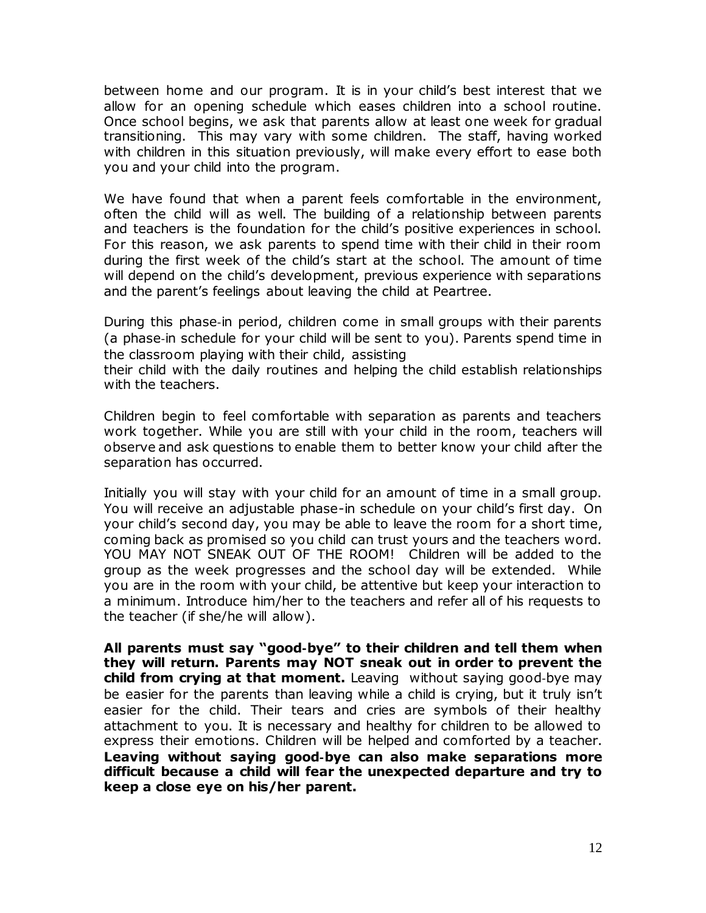between home and our program. It is in your child's best interest that we allow for an opening schedule which eases children into a school routine. Once school begins, we ask that parents allow at least one week for gradual transitioning. This may vary with some children. The staff, having worked with children in this situation previously, will make every effort to ease both you and your child into the program.

We have found that when a parent feels comfortable in the environment, often the child will as well. The building of a relationship between parents and teachers is the foundation for the child's positive experiences in school. For this reason, we ask parents to spend time with their child in their room during the first week of the child's start at the school. The amount of time will depend on the child's development, previous experience with separations and the parent's feelings about leaving the child at Peartree.

During this phase-in period, children come in small groups with their parents (a phase-in schedule for your child will be sent to you). Parents spend time in the classroom playing with their child, assisting
their child with the daily routines and helping the child establish relationships with the teachers.

Children begin to feel comfortable with separation as parents and teachers work together. While you are still with your child in the room, teachers will observe and ask questions to enable them to better know your child after the separation has occurred.

Initially you will stay with your child for an amount of time in a small group. You will receive an adjustable phase-in schedule on your child's first day. On your child's second day, you may be able to leave the room for a short time, coming back as promised so you child can trust yours and the teachers word. YOU MAY NOT SNEAK OUT OF THE ROOM! Children will be added to the group as the week progresses and the school day will be extended. While you are in the room with your child, be attentive but keep your interaction to a minimum. Introduce him/her to the teachers and refer all of his requests to the teacher (if she/he will allow).

**All parents must say "good-bye" to their children and tell them when they will return. Parents may NOT sneak out in order to prevent the child from crying at that moment.** Leaving without saying good-bye may be easier for the parents than leaving while a child is crying, but it truly isn't easier for the child. Their tears and cries are symbols of their healthy attachment to you. It is necessary and healthy for children to be allowed to express their emotions. Children will be helped and comforted by a teacher. **Leaving without saying good-bye can also make separations more difficult because a child will fear the unexpected departure and try to keep a close eye on his/her parent.**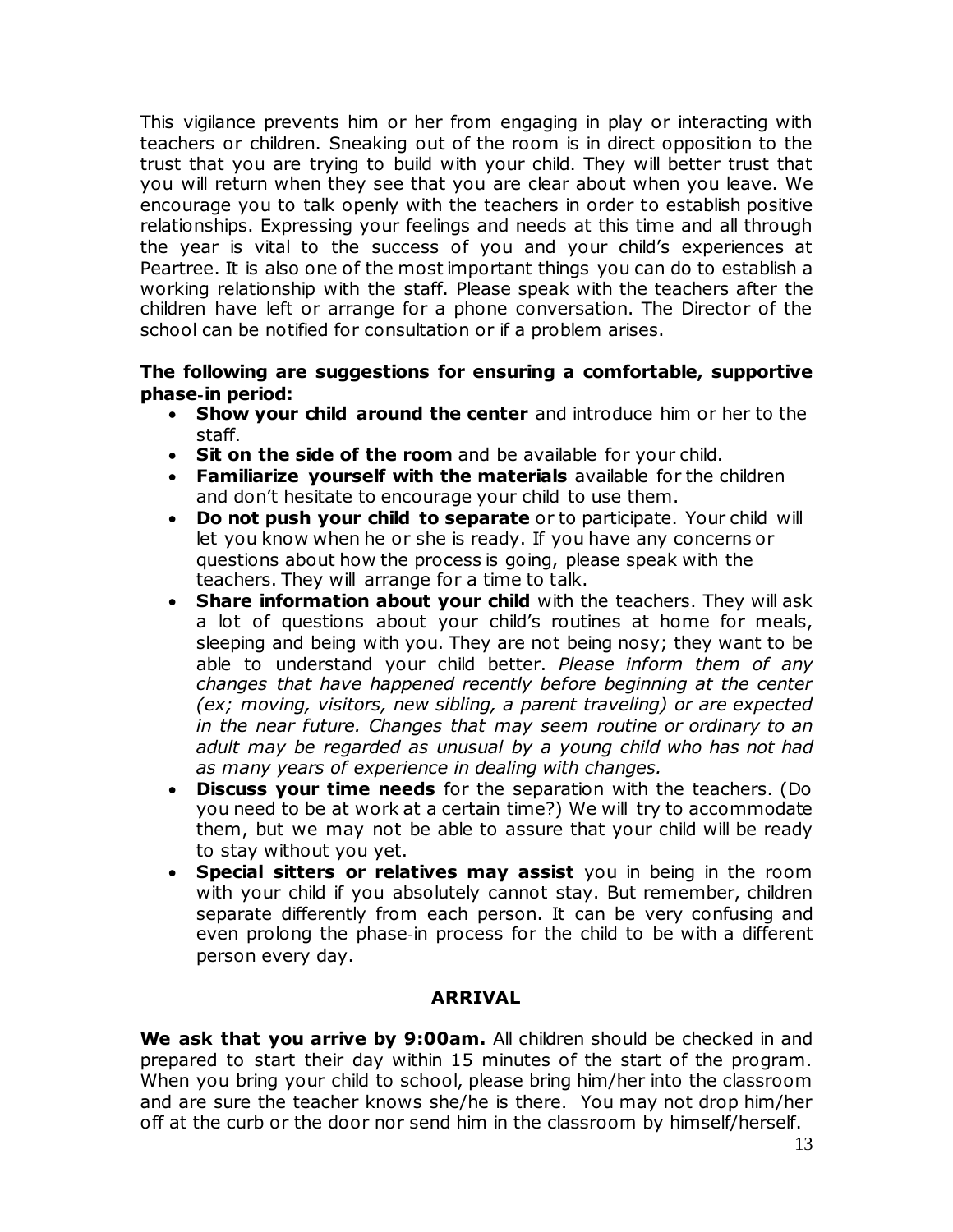This vigilance prevents him or her from engaging in play or interacting with teachers or children. Sneaking out of the room is in direct opposition to the trust that you are trying to build with your child. They will better trust that you will return when they see that you are clear about when you leave. We encourage you to talk openly with the teachers in order to establish positive relationships. Expressing your feelings and needs at this time and all through the year is vital to the success of you and your child's experiences at Peartree. It is also one of the most important things you can do to establish a working relationship with the staff. Please speak with the teachers after the children have left or arrange for a phone conversation. The Director of the school can be notified for consultation or if a problem arises.

**The following are suggestions for ensuring a comfortable, supportive phase-in period:**

- **Show your child around the center** and introduce him or her to the staff.
- **Sit on the side of the room** and be available for your child.
- **Familiarize yourself with the materials** available for the children and don't hesitate to encourage your child to use them.
- **Do not push your child to separate** or to participate. Your child will let you know when he or she is ready. If you have any concerns or questions about how the process is going, please speak with the teachers. They will arrange for a time to talk.
- **Share information about your child** with the teachers. They will ask a lot of questions about your child's routines at home for meals, sleeping and being with you. They are not being nosy; they want to be able to understand your child better. *Please inform them of any changes that have happened recently before beginning at the center (ex; moving, visitors, new sibling, a parent traveling) or are expected in the near future. Changes that may seem routine or ordinary to an adult may be regarded as unusual by a young child who has not had as many years of experience in dealing with changes.*
- **Discuss your time needs** for the separation with the teachers. (Do you need to be at work at a certain time?) We will try to accommodate them, but we may not be able to assure that your child will be ready to stay without you yet.
- **Special sitters or relatives may assist** you in being in the room with your child if you absolutely cannot stay. But remember, children separate differently from each person. It can be very confusing and even prolong the phase-in process for the child to be with a different person every day.

## ARRIVAL

**We ask that you arrive by 9:00am.** All children should be checked in and prepared to start their day within 15 minutes of the start of the program. When you bring your child to school, please bring him/her into the classroom and are sure the teacher knows she/he is there. You may not drop him/her off at the curb or the door nor send him in the classroom by himself/herself.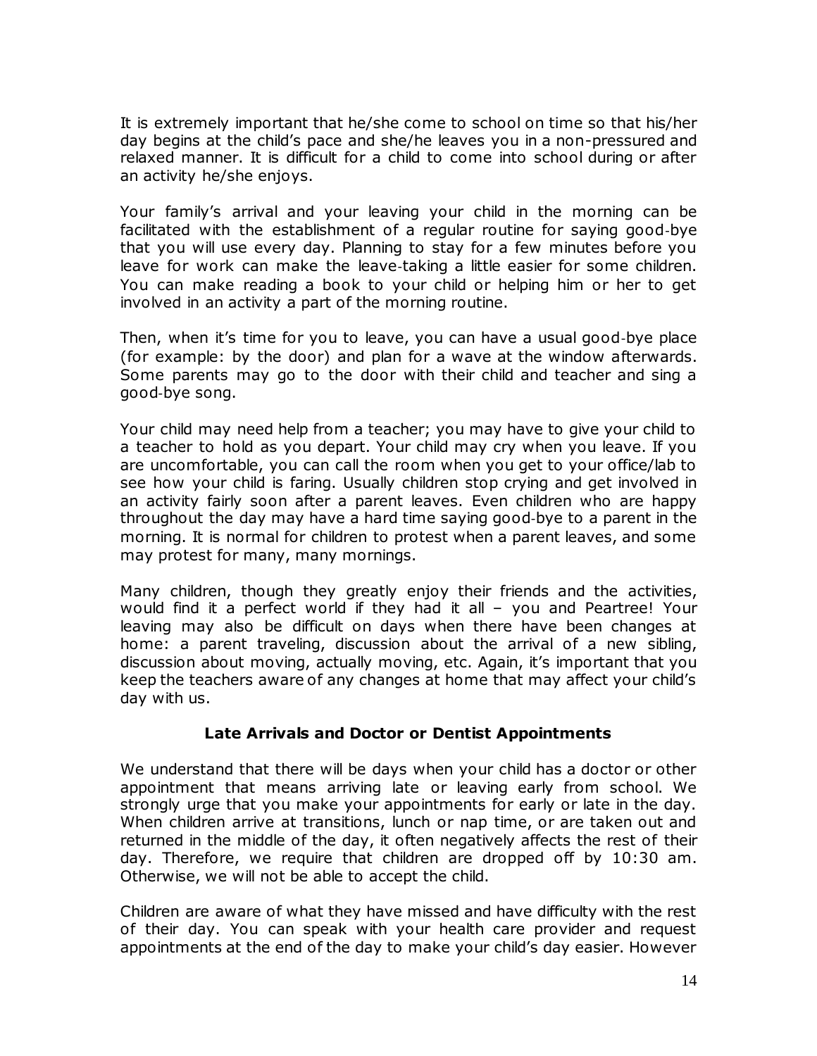It is extremely important that he/she come to school on time so that his/her day begins at the child's pace and she/he leaves you in a non-pressured and relaxed manner. It is difficult for a child to come into school during or after an activity he/she enjoys.

Your family's arrival and your leaving your child in the morning can be facilitated with the establishment of a regular routine for saying good-bye that you will use every day. Planning to stay for a few minutes before you leave for work can make the leave-taking a little easier for some children. You can make reading a book to your child or helping him or her to get involved in an activity a part of the morning routine.

Then, when it's time for you to leave, you can have a usual good-bye place (for example: by the door) and plan for a wave at the window afterwards. Some parents may go to the door with their child and teacher and sing a good-bye song.

Your child may need help from a teacher; you may have to give your child to a teacher to hold as you depart. Your child may cry when you leave. If you are uncomfortable, you can call the room when you get to your office/lab to see how your child is faring. Usually children stop crying and get involved in an activity fairly soon after a parent leaves. Even children who are happy throughout the day may have a hard time saying good-bye to a parent in the morning. It is normal for children to protest when a parent leaves, and some may protest for many, many mornings.

Many children, though they greatly enjoy their friends and the activities, would find it a perfect world if they had it all – you and Peartree! Your leaving may also be difficult on days when there have been changes at home: a parent traveling, discussion about the arrival of a new sibling, discussion about moving, actually moving, etc. Again, it's important that you keep the teachers aware of any changes at home that may affect your child's day with us.

### Late Arrivals and Doctor or Dentist Appointments

We understand that there will be days when your child has a doctor or other appointment that means arriving late or leaving early from school. We strongly urge that you make your appointments for early or late in the day. When children arrive at transitions, lunch or nap time, or are taken out and returned in the middle of the day, it often negatively affects the rest of their day. Therefore, we require that children are dropped off by 10:30 am. Otherwise, we will not be able to accept the child.

Children are aware of what they have missed and have difficulty with the rest of their day. You can speak with your health care provider and request appointments at the end of the day to make your child's day easier. However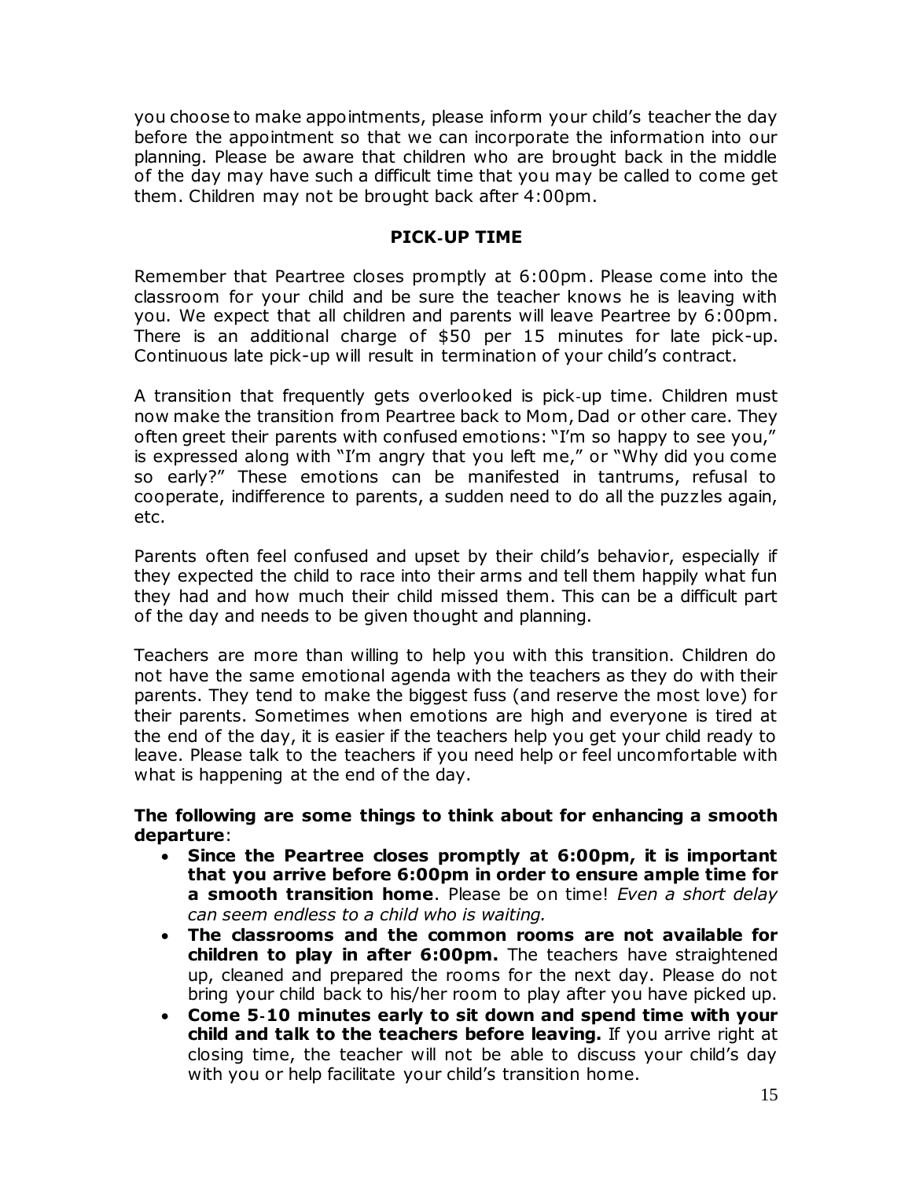you choose to make appointments, please inform your child's teacher the day before the appointment so that we can incorporate the information into our planning. Please be aware that children who are brought back in the middle of the day may have such a difficult time that you may be called to come get them. Children may not be brought back after 4:00pm.

## PICK-UP TIME

Remember that Peartree closes promptly at 6:00pm. Please come into the classroom for your child and be sure the teacher knows he is leaving with you. We expect that all children and parents will leave Peartree by 6:00pm. There is an additional charge of $50 per 15 minutes for late pick-up. Continuous late pick-up will result in termination of your child's contract.

A transition that frequently gets overlooked is pick-up time. Children must now make the transition from Peartree back to Mom, Dad or other care. They often greet their parents with confused emotions: "I'm so happy to see you," is expressed along with "I'm angry that you left me," or "Why did you come so early?" These emotions can be manifested in tantrums, refusal to cooperate, indifference to parents, a sudden need to do all the puzzles again, etc.

Parents often feel confused and upset by their child's behavior, especially if they expected the child to race into their arms and tell them happily what fun they had and how much their child missed them. This can be a difficult part of the day and needs to be given thought and planning.

Teachers are more than willing to help you with this transition. Children do not have the same emotional agenda with the teachers as they do with their parents. They tend to make the biggest fuss (and reserve the most love) for their parents. Sometimes when emotions are high and everyone is tired at the end of the day, it is easier if the teachers help you get your child ready to leave. Please talk to the teachers if you need help or feel uncomfortable with what is happening at the end of the day.

**The following are some things to think about for enhancing a smooth departure**:

- **Since the Peartree closes promptly at 6:00pm, it is important that you arrive before 6:00pm in order to ensure ample time for a smooth transition home**. Please be on time! *Even a short delay can seem endless to a child who is waiting.*
- **The classrooms and the common rooms are not available for children to play in after 6:00pm.** The teachers have straightened up, cleaned and prepared the rooms for the next day. Please do not bring your child back to his/her room to play after you have picked up.
- **Come 5-10 minutes early to sit down and spend time with your child and talk to the teachers before leaving.** If you arrive right at closing time, the teacher will not be able to discuss your child's day with you or help facilitate your child's transition home.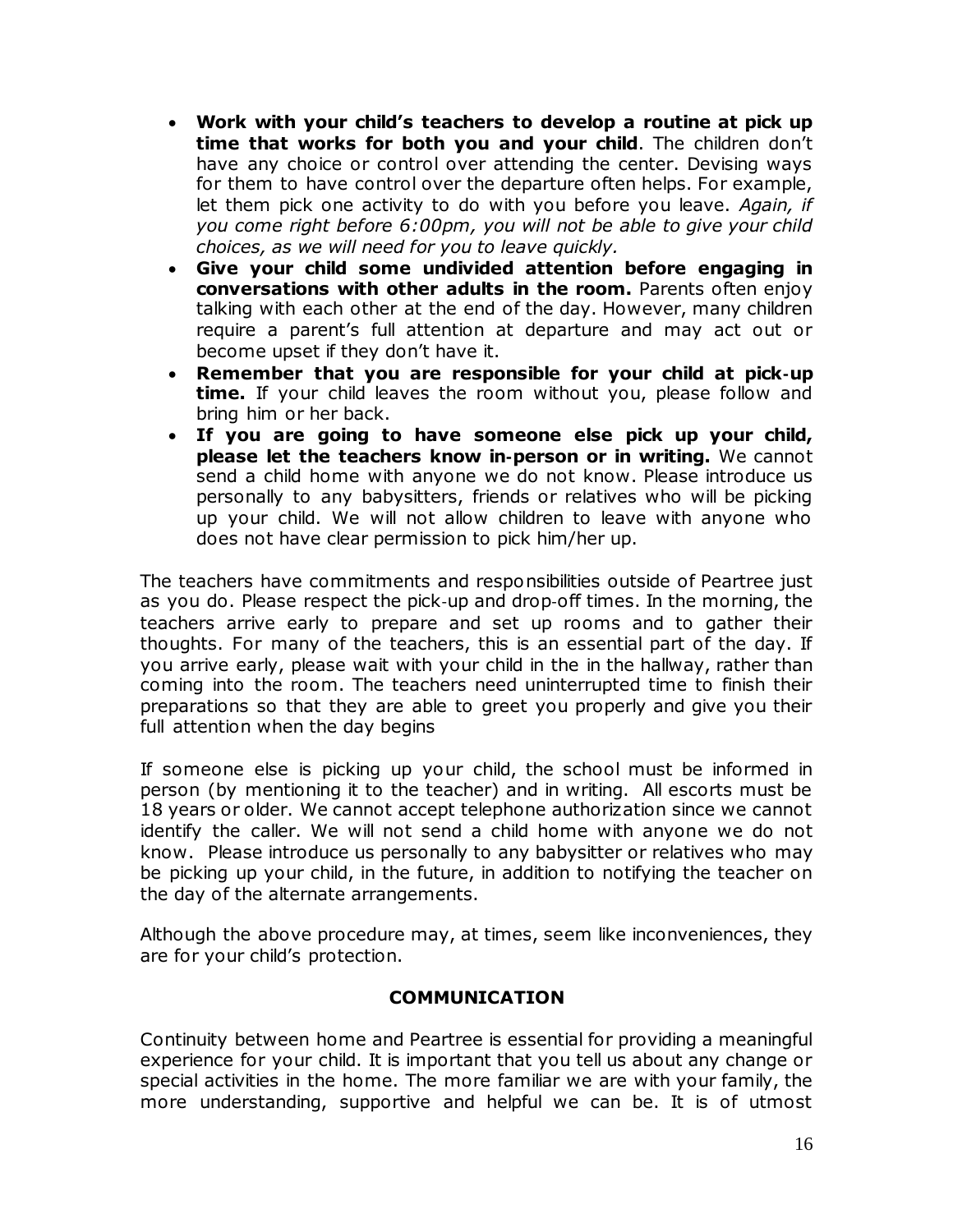- **Work with your child's teachers to develop a routine at pick up time that works for both you and your child**. The children don't have any choice or control over attending the center. Devising ways for them to have control over the departure often helps. For example, let them pick one activity to do with you before you leave. *Again, if you come right before 6:00pm, you will not be able to give your child choices, as we will need for you to leave quickly.*
- **Give your child some undivided attention before engaging in conversations with other adults in the room.** Parents often enjoy talking with each other at the end of the day. However, many children require a parent's full attention at departure and may act out or become upset if they don't have it.
- **Remember that you are responsible for your child at pick-up time.** If your child leaves the room without you, please follow and bring him or her back.
- **If you are going to have someone else pick up your child, please let the teachers know in-person or in writing.** We cannot send a child home with anyone we do not know. Please introduce us personally to any babysitters, friends or relatives who will be picking up your child. We will not allow children to leave with anyone who does not have clear permission to pick him/her up.

The teachers have commitments and responsibilities outside of Peartree just as you do. Please respect the pick-up and drop-off times. In the morning, the teachers arrive early to prepare and set up rooms and to gather their thoughts. For many of the teachers, this is an essential part of the day. If you arrive early, please wait with your child in the in the hallway, rather than coming into the room. The teachers need uninterrupted time to finish their preparations so that they are able to greet you properly and give you their full attention when the day begins

If someone else is picking up your child, the school must be informed in person (by mentioning it to the teacher) and in writing. All escorts must be 18 years or older. We cannot accept telephone authorization since we cannot identify the caller. We will not send a child home with anyone we do not know. Please introduce us personally to any babysitter or relatives who may be picking up your child, in the future, in addition to notifying the teacher on the day of the alternate arrangements.

Although the above procedure may, at times, seem like inconveniences, they are for your child's protection.

## COMMUNICATION

Continuity between home and Peartree is essential for providing a meaningful experience for your child. It is important that you tell us about any change or special activities in the home. The more familiar we are with your family, the more understanding, supportive and helpful we can be. It is of utmost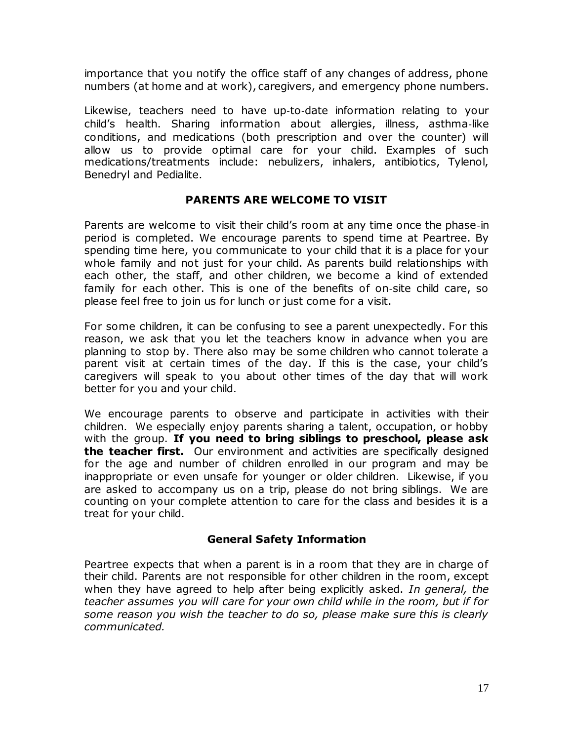importance that you notify the office staff of any changes of address, phone numbers (at home and at work), caregivers, and emergency phone numbers.

Likewise, teachers need to have up-to-date information relating to your child's health. Sharing information about allergies, illness, asthma-like conditions, and medications (both prescription and over the counter) will allow us to provide optimal care for your child. Examples of such medications/treatments include: nebulizers, inhalers, antibiotics, Tylenol, Benedryl and Pedialite.

## PARENTS ARE WELCOME TO VISIT

Parents are welcome to visit their child's room at any time once the phase-in period is completed. We encourage parents to spend time at Peartree. By spending time here, you communicate to your child that it is a place for your whole family and not just for your child. As parents build relationships with each other, the staff, and other children, we become a kind of extended family for each other. This is one of the benefits of on-site child care, so please feel free to join us for lunch or just come for a visit.

For some children, it can be confusing to see a parent unexpectedly. For this reason, we ask that you let the teachers know in advance when you are planning to stop by. There also may be some children who cannot tolerate a parent visit at certain times of the day. If this is the case, your child's caregivers will speak to you about other times of the day that will work better for you and your child.

We encourage parents to observe and participate in activities with their children. We especially enjoy parents sharing a talent, occupation, or hobby with the group. **If you need to bring siblings to preschool, please ask the teacher first.** Our environment and activities are specifically designed for the age and number of children enrolled in our program and may be inappropriate or even unsafe for younger or older children. Likewise, if you are asked to accompany us on a trip, please do not bring siblings. We are counting on your complete attention to care for the class and besides it is a treat for your child.

## General Safety Information

Peartree expects that when a parent is in a room that they are in charge of their child. Parents are not responsible for other children in the room, except when they have agreed to help after being explicitly asked. *In general, the teacher assumes you will care for your own child while in the room, but if for some reason you wish the teacher to do so, please make sure this is clearly communicated.*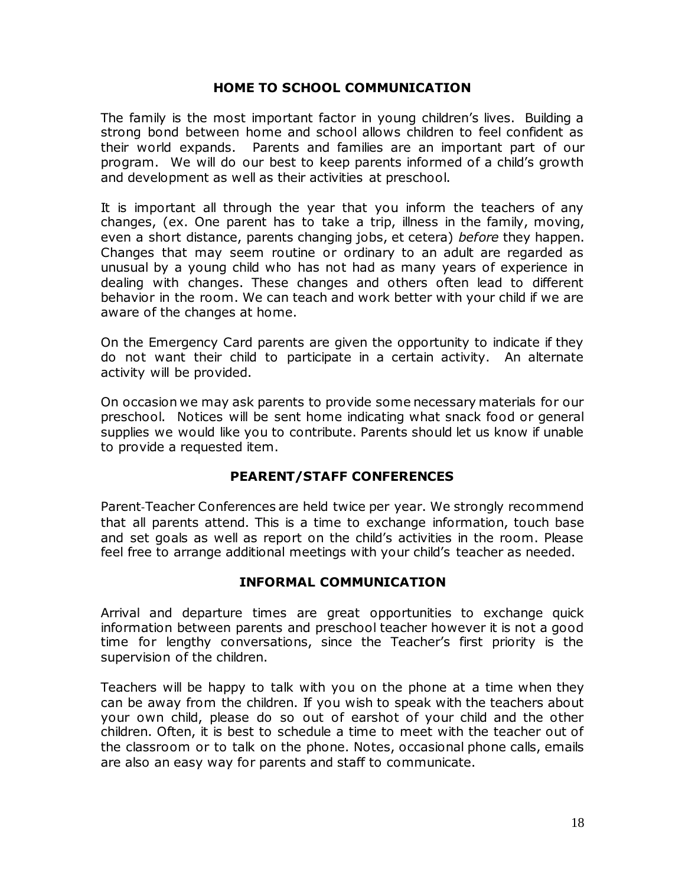## HOME TO SCHOOL COMMUNICATION

The family is the most important factor in young children's lives. Building a strong bond between home and school allows children to feel confident as their world expands. Parents and families are an important part of our program. We will do our best to keep parents informed of a child's growth and development as well as their activities at preschool.

It is important all through the year that you inform the teachers of any changes, (ex. One parent has to take a trip, illness in the family, moving, even a short distance, parents changing jobs, et cetera) *before* they happen. Changes that may seem routine or ordinary to an adult are regarded as unusual by a young child who has not had as many years of experience in dealing with changes. These changes and others often lead to different behavior in the room. We can teach and work better with your child if we are aware of the changes at home.

On the Emergency Card parents are given the opportunity to indicate if they do not want their child to participate in a certain activity. An alternate activity will be provided.

On occasion we may ask parents to provide some necessary materials for our preschool. Notices will be sent home indicating what snack food or general supplies we would like you to contribute. Parents should let us know if unable to provide a requested item.

## PEARENT/STAFF CONFERENCES

Parent-Teacher Conferences are held twice per year. We strongly recommend that all parents attend. This is a time to exchange information, touch base and set goals as well as report on the child's activities in the room. Please feel free to arrange additional meetings with your child's teacher as needed.

## INFORMAL COMMUNICATION

Arrival and departure times are great opportunities to exchange quick information between parents and preschool teacher however it is not a good time for lengthy conversations, since the Teacher's first priority is the supervision of the children.

Teachers will be happy to talk with you on the phone at a time when they can be away from the children. If you wish to speak with the teachers about your own child, please do so out of earshot of your child and the other children. Often, it is best to schedule a time to meet with the teacher out of the classroom or to talk on the phone. Notes, occasional phone calls, emails are also an easy way for parents and staff to communicate.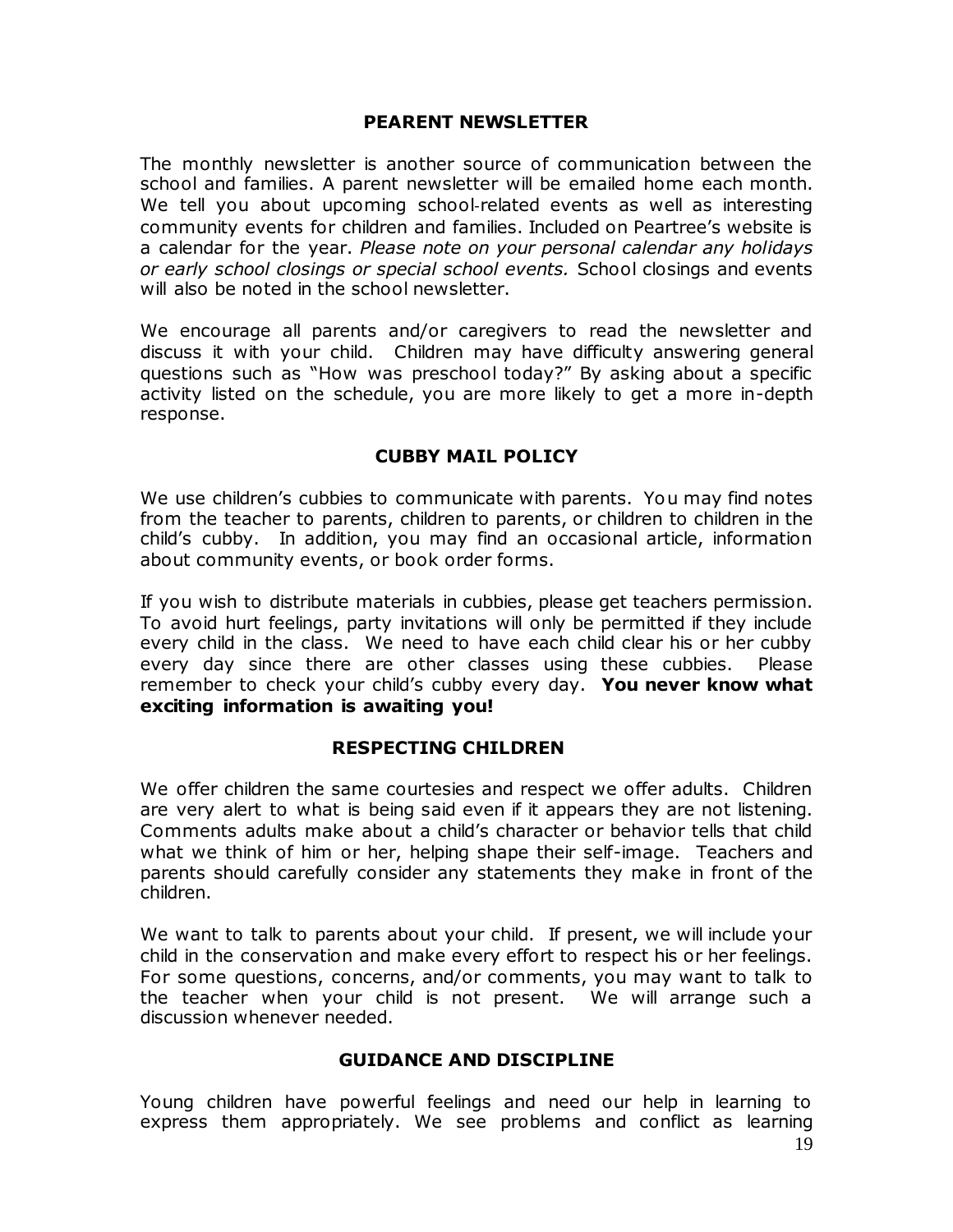## PEARENT NEWSLETTER

The monthly newsletter is another source of communication between the school and families. A parent newsletter will be emailed home each month. We tell you about upcoming school-related events as well as interesting community events for children and families. Included on Peartree's website is a calendar for the year. *Please note on your personal calendar any holidays or early school closings or special school events.* School closings and events will also be noted in the school newsletter.

We encourage all parents and/or caregivers to read the newsletter and discuss it with your child. Children may have difficulty answering general questions such as "How was preschool today?" By asking about a specific activity listed on the schedule, you are more likely to get a more in-depth response.

## CUBBY MAIL POLICY

We use children's cubbies to communicate with parents. You may find notes from the teacher to parents, children to parents, or children to children in the child's cubby. In addition, you may find an occasional article, information about community events, or book order forms.

If you wish to distribute materials in cubbies, please get teachers permission. To avoid hurt feelings, party invitations will only be permitted if they include every child in the class. We need to have each child clear his or her cubby every day since there are other classes using these cubbies. Please remember to check your child's cubby every day. **You never know what exciting information is awaiting you!**

## RESPECTING CHILDREN

We offer children the same courtesies and respect we offer adults. Children are very alert to what is being said even if it appears they are not listening. Comments adults make about a child's character or behavior tells that child what we think of him or her, helping shape their self-image. Teachers and parents should carefully consider any statements they make in front of the children.

We want to talk to parents about your child. If present, we will include your child in the conservation and make every effort to respect his or her feelings. For some questions, concerns, and/or comments, you may want to talk to the teacher when your child is not present. We will arrange such a discussion whenever needed.

## GUIDANCE AND DISCIPLINE

Young children have powerful feelings and need our help in learning to express them appropriately. We see problems and conflict as learning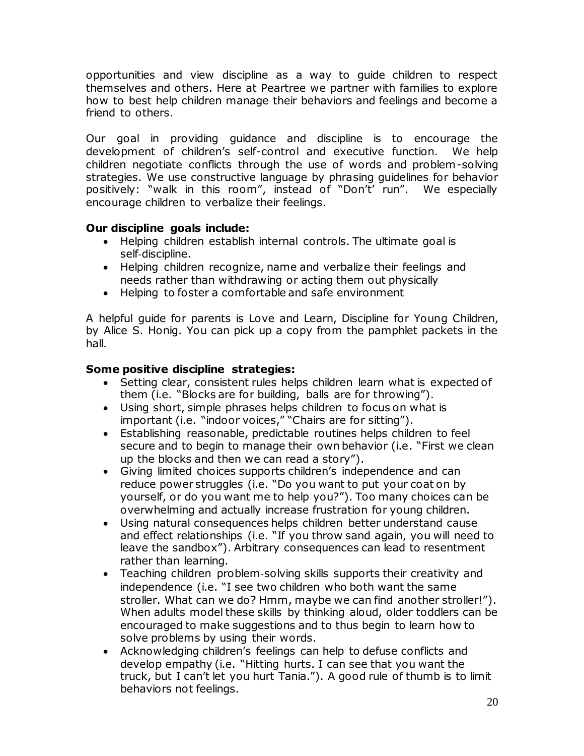opportunities and view discipline as a way to guide children to respect themselves and others. Here at Peartree we partner with families to explore how to best help children manage their behaviors and feelings and become a friend to others.

Our goal in providing guidance and discipline is to encourage the development of children's self-control and executive function. We help children negotiate conflicts through the use of words and problem-solving strategies. We use constructive language by phrasing guidelines for behavior positively: "walk in this room", instead of "Don't' run". We especially encourage children to verbalize their feelings.

**Our discipline goals include:**

- Helping children establish internal controls. The ultimate goal is self-discipline.
- Helping children recognize, name and verbalize their feelings and needs rather than withdrawing or acting them out physically
- Helping to foster a comfortable and safe environment

A helpful guide for parents is Love and Learn, Discipline for Young Children, by Alice S. Honig. You can pick up a copy from the pamphlet packets in the hall.

**Some positive discipline strategies:**

- Setting clear, consistent rules helps children learn what is expected of them (i.e. "Blocks are for building, balls are for throwing").
- Using short, simple phrases helps children to focus on what is important (i.e. "indoor voices," "Chairs are for sitting").
- Establishing reasonable, predictable routines helps children to feel secure and to begin to manage their own behavior (i.e. "First we clean up the blocks and then we can read a story").
- Giving limited choices supports children's independence and can reduce power struggles (i.e. "Do you want to put your coat on by yourself, or do you want me to help you?"). Too many choices can be overwhelming and actually increase frustration for young children.
- Using natural consequences helps children better understand cause and effect relationships (i.e. "If you throw sand again, you will need to leave the sandbox"). Arbitrary consequences can lead to resentment rather than learning.
- Teaching children problem-solving skills supports their creativity and independence (i.e. "I see two children who both want the same stroller. What can we do? Hmm, maybe we can find another stroller!"). When adults model these skills by thinking aloud, older toddlers can be encouraged to make suggestions and to thus begin to learn how to solve problems by using their words.
- Acknowledging children's feelings can help to defuse conflicts and develop empathy (i.e. "Hitting hurts. I can see that you want the truck, but I can't let you hurt Tania."). A good rule of thumb is to limit behaviors not feelings.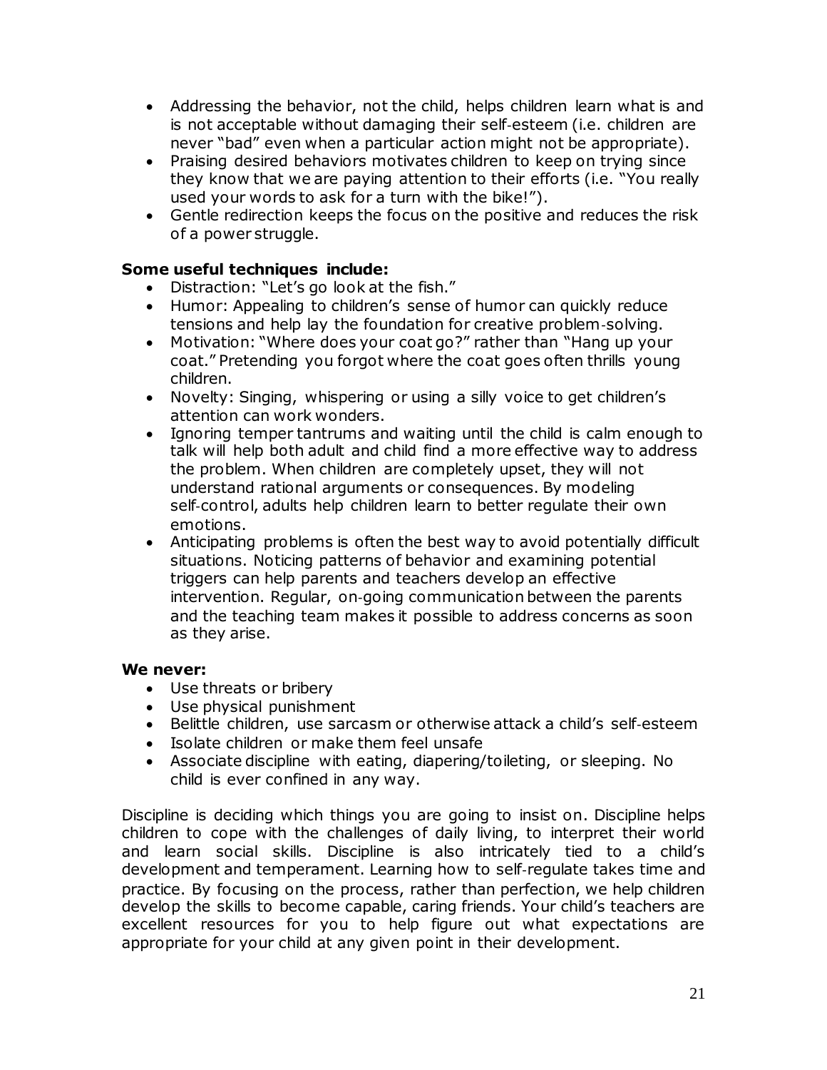- Addressing the behavior, not the child, helps children learn what is and is not acceptable without damaging their self-esteem (i.e. children are never "bad" even when a particular action might not be appropriate).
- Praising desired behaviors motivates children to keep on trying since they know that we are paying attention to their efforts (i.e. "You really used your words to ask for a turn with the bike!").
- Gentle redirection keeps the focus on the positive and reduces the risk of a power struggle.

**Some useful techniques include:**

- Distraction: "Let's go look at the fish."
- Humor: Appealing to children's sense of humor can quickly reduce tensions and help lay the foundation for creative problem-solving.
- Motivation: "Where does your coat go?" rather than "Hang up your coat." Pretending you forgot where the coat goes often thrills young children.
- Novelty: Singing, whispering or using a silly voice to get children's attention can work wonders.
- Ignoring temper tantrums and waiting until the child is calm enough to talk will help both adult and child find a more effective way to address the problem. When children are completely upset, they will not understand rational arguments or consequences. By modeling self-control, adults help children learn to better regulate their own emotions.
- Anticipating problems is often the best way to avoid potentially difficult situations. Noticing patterns of behavior and examining potential triggers can help parents and teachers develop an effective intervention. Regular, on-going communication between the parents and the teaching team makes it possible to address concerns as soon as they arise.

**We never:**

- Use threats or bribery
- Use physical punishment
- Belittle children, use sarcasm or otherwise attack a child's self-esteem
- Isolate children or make them feel unsafe
- Associate discipline with eating, diapering/toileting, or sleeping. No child is ever confined in any way.

Discipline is deciding which things you are going to insist on. Discipline helps children to cope with the challenges of daily living, to interpret their world and learn social skills. Discipline is also intricately tied to a child's development and temperament. Learning how to self-regulate takes time and practice. By focusing on the process, rather than perfection, we help children develop the skills to become capable, caring friends. Your child's teachers are excellent resources for you to help figure out what expectations are appropriate for your child at any given point in their development.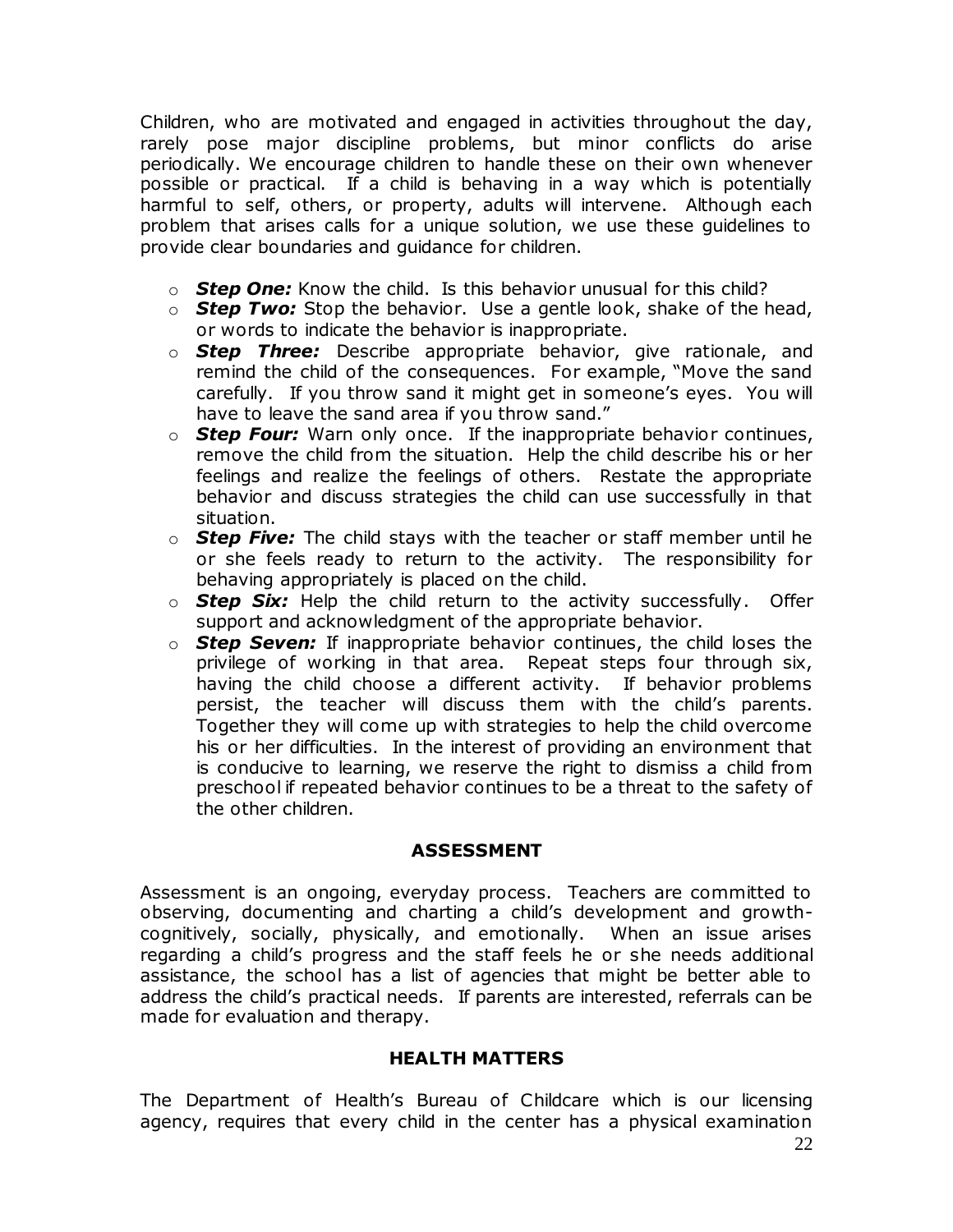Children, who are motivated and engaged in activities throughout the day, rarely pose major discipline problems, but minor conflicts do arise periodically. We encourage children to handle these on their own whenever possible or practical. If a child is behaving in a way which is potentially harmful to self, others, or property, adults will intervene. Although each problem that arises calls for a unique solution, we use these guidelines to provide clear boundaries and guidance for children.

- ***Step One:*** Know the child. Is this behavior unusual for this child?
- ***Step Two:*** Stop the behavior. Use a gentle look, shake of the head, or words to indicate the behavior is inappropriate.
- ***Step Three:*** Describe appropriate behavior, give rationale, and remind the child of the consequences. For example, "Move the sand carefully. If you throw sand it might get in someone's eyes. You will have to leave the sand area if you throw sand."
- ***Step Four:*** Warn only once. If the inappropriate behavior continues, remove the child from the situation. Help the child describe his or her feelings and realize the feelings of others. Restate the appropriate behavior and discuss strategies the child can use successfully in that situation.
- ***Step Five:*** The child stays with the teacher or staff member until he or she feels ready to return to the activity. The responsibility for behaving appropriately is placed on the child.
- ***Step Six:*** Help the child return to the activity successfully. Offer support and acknowledgment of the appropriate behavior.
- ***Step Seven:*** If inappropriate behavior continues, the child loses the privilege of working in that area. Repeat steps four through six, having the child choose a different activity. If behavior problems persist, the teacher will discuss them with the child's parents. Together they will come up with strategies to help the child overcome his or her difficulties. In the interest of providing an environment that is conducive to learning, we reserve the right to dismiss a child from preschool if repeated behavior continues to be a threat to the safety of the other children.

## ASSESSMENT

Assessment is an ongoing, everyday process. Teachers are committed to observing, documenting and charting a child's development and growth- cognitively, socially, physically, and emotionally. When an issue arises regarding a child's progress and the staff feels he or she needs additional assistance, the school has a list of agencies that might be better able to address the child's practical needs. If parents are interested, referrals can be made for evaluation and therapy.

## HEALTH MATTERS

The Department of Health's Bureau of Childcare which is our licensing agency, requires that every child in the center has a physical examination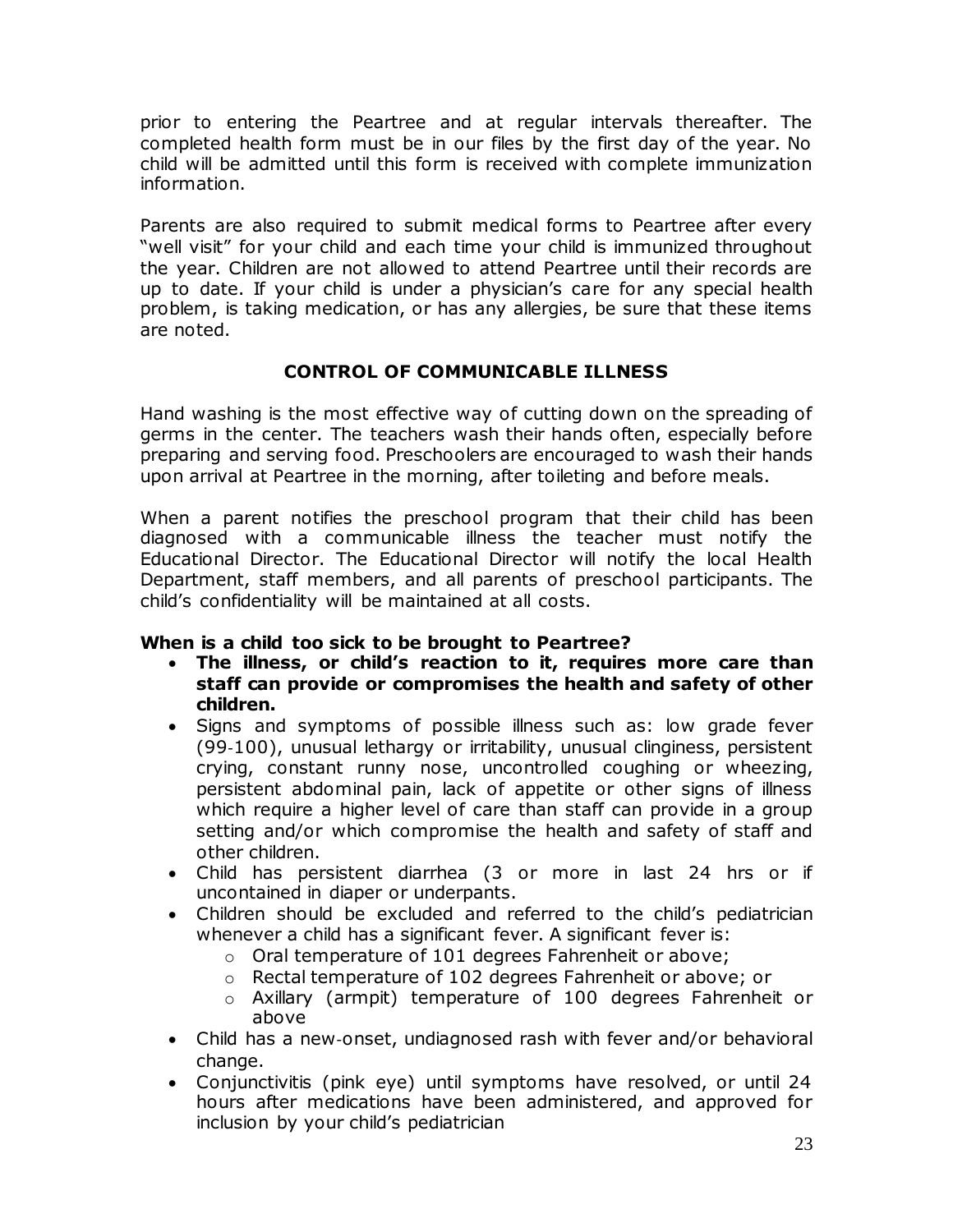prior to entering the Peartree and at regular intervals thereafter. The completed health form must be in our files by the first day of the year. No child will be admitted until this form is received with complete immunization information.

Parents are also required to submit medical forms to Peartree after every "well visit" for your child and each time your child is immunized throughout the year. Children are not allowed to attend Peartree until their records are up to date. If your child is under a physician's care for any special health problem, is taking medication, or has any allergies, be sure that these items are noted.

## CONTROL OF COMMUNICABLE ILLNESS

Hand washing is the most effective way of cutting down on the spreading of germs in the center. The teachers wash their hands often, especially before preparing and serving food. Preschoolers are encouraged to wash their hands upon arrival at Peartree in the morning, after toileting and before meals.

When a parent notifies the preschool program that their child has been diagnosed with a communicable illness the teacher must notify the Educational Director. The Educational Director will notify the local Health Department, staff members, and all parents of preschool participants. The child's confidentiality will be maintained at all costs.

**When is a child too sick to be brought to Peartree?**

- **The illness, or child's reaction to it, requires more care than staff can provide or compromises the health and safety of other children.**
- Signs and symptoms of possible illness such as: low grade fever (99-100), unusual lethargy or irritability, unusual clinginess, persistent crying, constant runny nose, uncontrolled coughing or wheezing, persistent abdominal pain, lack of appetite or other signs of illness which require a higher level of care than staff can provide in a group setting and/or which compromise the health and safety of staff and other children.
- Child has persistent diarrhea (3 or more in last 24 hrs or if uncontained in diaper or underpants.
- Children should be excluded and referred to the child's pediatrician whenever a child has a significant fever. A significant fever is:
  - Oral temperature of 101 degrees Fahrenheit or above;
  - Rectal temperature of 102 degrees Fahrenheit or above; or
  - Axillary (armpit) temperature of 100 degrees Fahrenheit or above
- Child has a new-onset, undiagnosed rash with fever and/or behavioral change.
- Conjunctivitis (pink eye) until symptoms have resolved, or until 24 hours after medications have been administered, and approved for inclusion by your child's pediatrician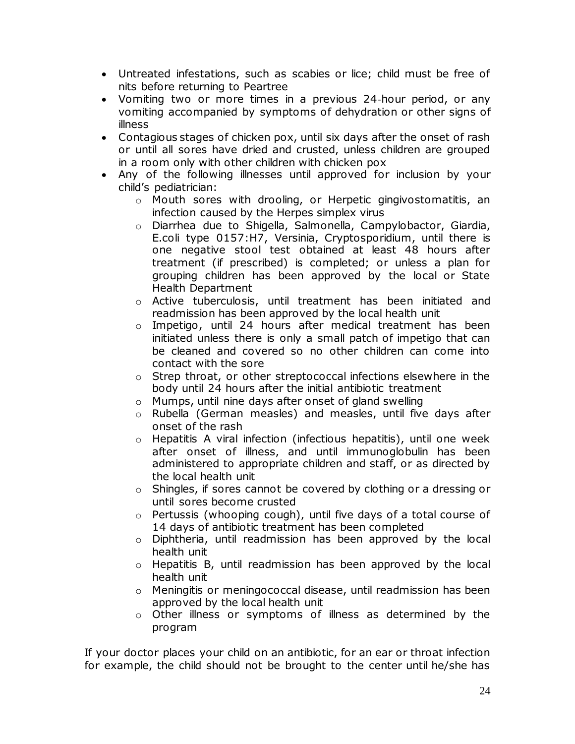- Untreated infestations, such as scabies or lice; child must be free of nits before returning to Peartree
- Vomiting two or more times in a previous 24-hour period, or any vomiting accompanied by symptoms of dehydration or other signs of illness
- Contagious stages of chicken pox, until six days after the onset of rash or until all sores have dried and crusted, unless children are grouped in a room only with other children with chicken pox
- Any of the following illnesses until approved for inclusion by your child's pediatrician:
    - Mouth sores with drooling, or Herpetic gingivostomatitis, an infection caused by the Herpes simplex virus
    - Diarrhea due to Shigella, Salmonella, Campylobactor, Giardia, E.coli type 0157:H7, Versinia, Cryptosporidium, until there is one negative stool test obtained at least 48 hours after treatment (if prescribed) is completed; or unless a plan for grouping children has been approved by the local or State Health Department
    - Active tuberculosis, until treatment has been initiated and readmission has been approved by the local health unit
    - Impetigo, until 24 hours after medical treatment has been initiated unless there is only a small patch of impetigo that can be cleaned and covered so no other children can come into contact with the sore
    - Strep throat, or other streptococcal infections elsewhere in the body until 24 hours after the initial antibiotic treatment
    - Mumps, until nine days after onset of gland swelling
    - Rubella (German measles) and measles, until five days after onset of the rash
    - Hepatitis A viral infection (infectious hepatitis), until one week after onset of illness, and until immunoglobulin has been administered to appropriate children and staff, or as directed by the local health unit
    - Shingles, if sores cannot be covered by clothing or a dressing or until sores become crusted
    - Pertussis (whooping cough), until five days of a total course of 14 days of antibiotic treatment has been completed
    - Diphtheria, until readmission has been approved by the local health unit
    - Hepatitis B, until readmission has been approved by the local health unit
    - Meningitis or meningococcal disease, until readmission has been approved by the local health unit
    - Other illness or symptoms of illness as determined by the program

If your doctor places your child on an antibiotic, for an ear or throat infection for example, the child should not be brought to the center until he/she has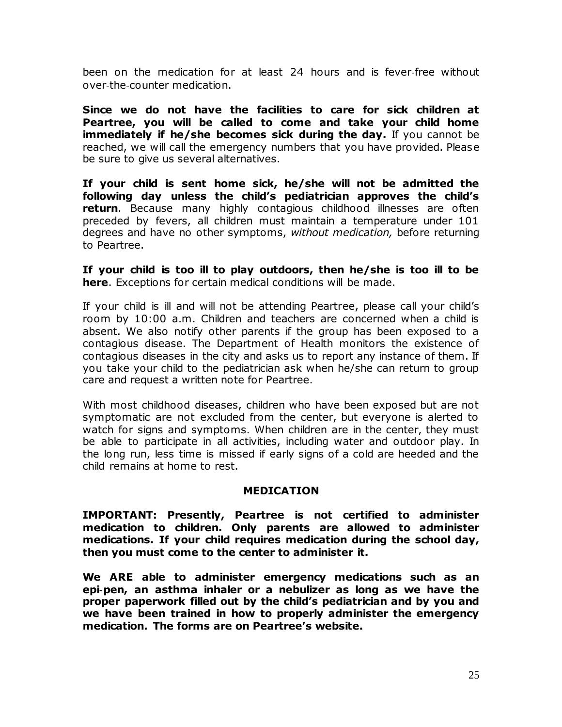been on the medication for at least 24 hours and is fever-free without over-the-counter medication.

**Since we do not have the facilities to care for sick children at Peartree, you will be called to come and take your child home immediately if he/she becomes sick during the day.** If you cannot be reached, we will call the emergency numbers that you have provided. Please be sure to give us several alternatives.

**If your child is sent home sick, he/she will not be admitted the following day unless the child's pediatrician approves the child's return**. Because many highly contagious childhood illnesses are often preceded by fevers, all children must maintain a temperature under 101 degrees and have no other symptoms, *without medication,* before returning to Peartree.

**If your child is too ill to play outdoors, then he/she is too ill to be here**. Exceptions for certain medical conditions will be made.

If your child is ill and will not be attending Peartree, please call your child's room by 10:00 a.m. Children and teachers are concerned when a child is absent. We also notify other parents if the group has been exposed to a contagious disease. The Department of Health monitors the existence of contagious diseases in the city and asks us to report any instance of them. If you take your child to the pediatrician ask when he/she can return to group care and request a written note for Peartree.

With most childhood diseases, children who have been exposed but are not symptomatic are not excluded from the center, but everyone is alerted to watch for signs and symptoms. When children are in the center, they must be able to participate in all activities, including water and outdoor play. In the long run, less time is missed if early signs of a cold are heeded and the child remains at home to rest.

## MEDICATION

**IMPORTANT: Presently, Peartree is not certified to administer medication to children. Only parents are allowed to administer medications. If your child requires medication during the school day, then you must come to the center to administer it.**

**We ARE able to administer emergency medications such as an epi-pen, an asthma inhaler or a nebulizer as long as we have the proper paperwork filled out by the child's pediatrician and by you and we have been trained in how to properly administer the emergency medication. The forms are on Peartree's website.**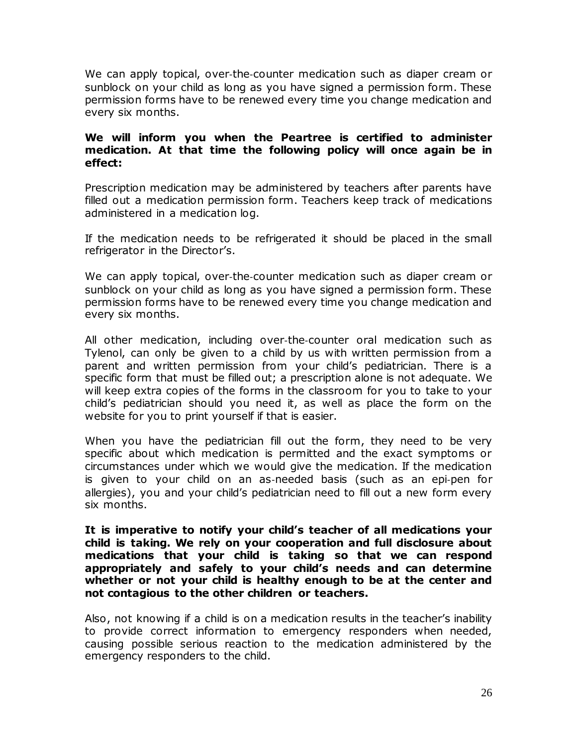We can apply topical, over-the-counter medication such as diaper cream or sunblock on your child as long as you have signed a permission form. These permission forms have to be renewed every time you change medication and every six months.

**We will inform you when the Peartree is certified to administer medication. At that time the following policy will once again be in effect:**

Prescription medication may be administered by teachers after parents have filled out a medication permission form. Teachers keep track of medications administered in a medication log.

If the medication needs to be refrigerated it should be placed in the small refrigerator in the Director's.

We can apply topical, over-the-counter medication such as diaper cream or sunblock on your child as long as you have signed a permission form. These permission forms have to be renewed every time you change medication and every six months.

All other medication, including over-the-counter oral medication such as Tylenol, can only be given to a child by us with written permission from a parent and written permission from your child's pediatrician. There is a specific form that must be filled out; a prescription alone is not adequate. We will keep extra copies of the forms in the classroom for you to take to your child's pediatrician should you need it, as well as place the form on the website for you to print yourself if that is easier.

When you have the pediatrician fill out the form, they need to be very specific about which medication is permitted and the exact symptoms or circumstances under which we would give the medication. If the medication is given to your child on an as-needed basis (such as an epi-pen for allergies), you and your child's pediatrician need to fill out a new form every six months.

**It is imperative to notify your child's teacher of all medications your child is taking. We rely on your cooperation and full disclosure about medications that your child is taking so that we can respond appropriately and safely to your child's needs and can determine whether or not your child is healthy enough to be at the center and not contagious to the other children or teachers.**

Also, not knowing if a child is on a medication results in the teacher's inability to provide correct information to emergency responders when needed, causing possible serious reaction to the medication administered by the emergency responders to the child.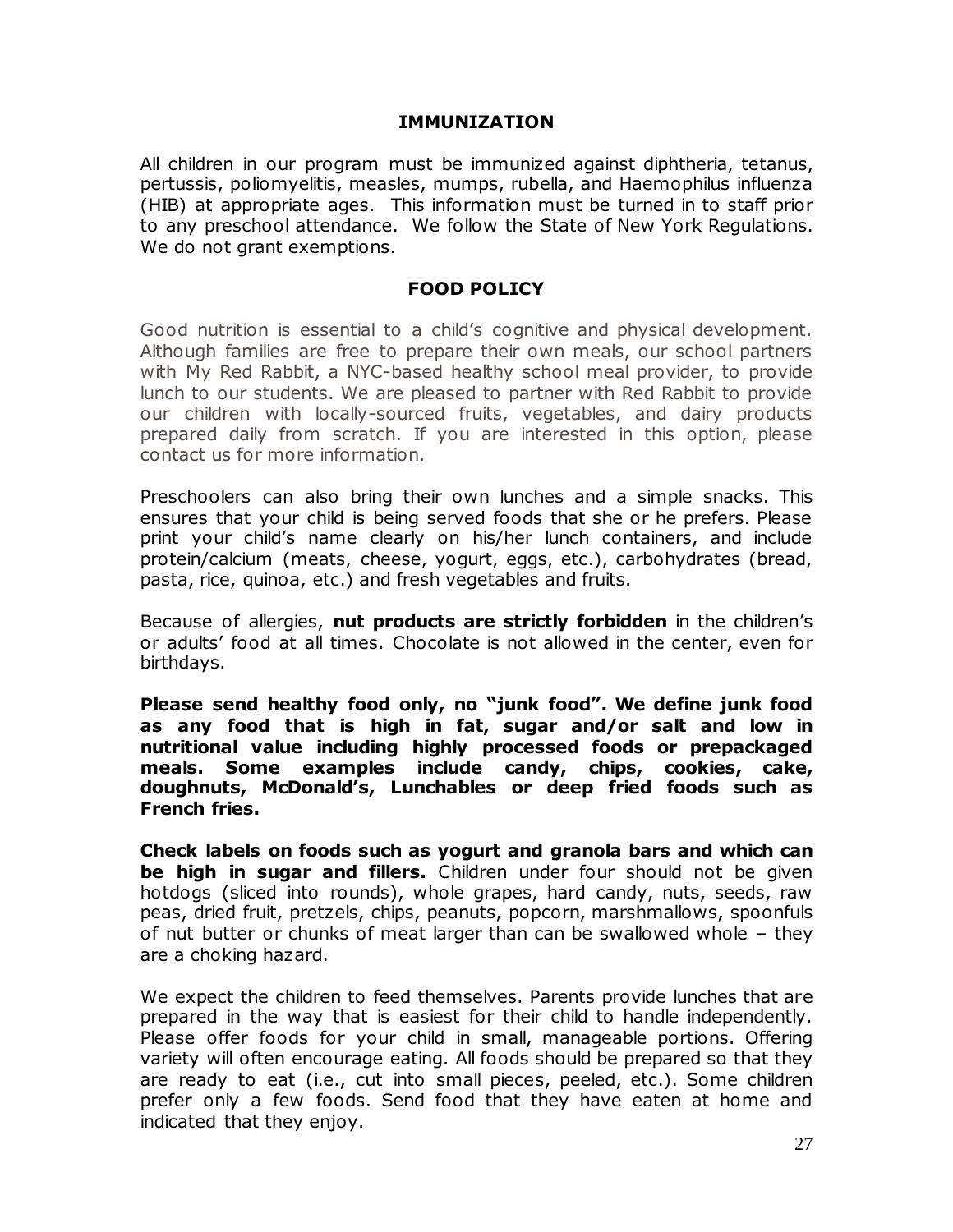## IMMUNIZATION

All children in our program must be immunized against diphtheria, tetanus, pertussis, poliomyelitis, measles, mumps, rubella, and Haemophilus influenza (HIB) at appropriate ages. This information must be turned in to staff prior to any preschool attendance. We follow the State of New York Regulations. We do not grant exemptions.

## FOOD POLICY

Good nutrition is essential to a child's cognitive and physical development. Although families are free to prepare their own meals, our school partners with My Red Rabbit, a NYC-based healthy school meal provider, to provide lunch to our students. We are pleased to partner with Red Rabbit to provide our children with locally-sourced fruits, vegetables, and dairy products prepared daily from scratch. If you are interested in this option, please contact us for more information.

Preschoolers can also bring their own lunches and a simple snacks. This ensures that your child is being served foods that she or he prefers. Please print your child's name clearly on his/her lunch containers, and include protein/calcium (meats, cheese, yogurt, eggs, etc.), carbohydrates (bread, pasta, rice, quinoa, etc.) and fresh vegetables and fruits.

Because of allergies, **nut products are strictly forbidden** in the children's or adults' food at all times. Chocolate is not allowed in the center, even for birthdays.

**Please send healthy food only, no "junk food". We define junk food as any food that is high in fat, sugar and/or salt and low in nutritional value including highly processed foods or prepackaged meals. Some examples include candy, chips, cookies, cake, doughnuts, McDonald's, Lunchables or deep fried foods such as French fries.**

**Check labels on foods such as yogurt and granola bars and which can be high in sugar and fillers.** Children under four should not be given hotdogs (sliced into rounds), whole grapes, hard candy, nuts, seeds, raw peas, dried fruit, pretzels, chips, peanuts, popcorn, marshmallows, spoonfuls of nut butter or chunks of meat larger than can be swallowed whole – they are a choking hazard.

We expect the children to feed themselves. Parents provide lunches that are prepared in the way that is easiest for their child to handle independently. Please offer foods for your child in small, manageable portions. Offering variety will often encourage eating. All foods should be prepared so that they are ready to eat (i.e., cut into small pieces, peeled, etc.). Some children prefer only a few foods. Send food that they have eaten at home and indicated that they enjoy.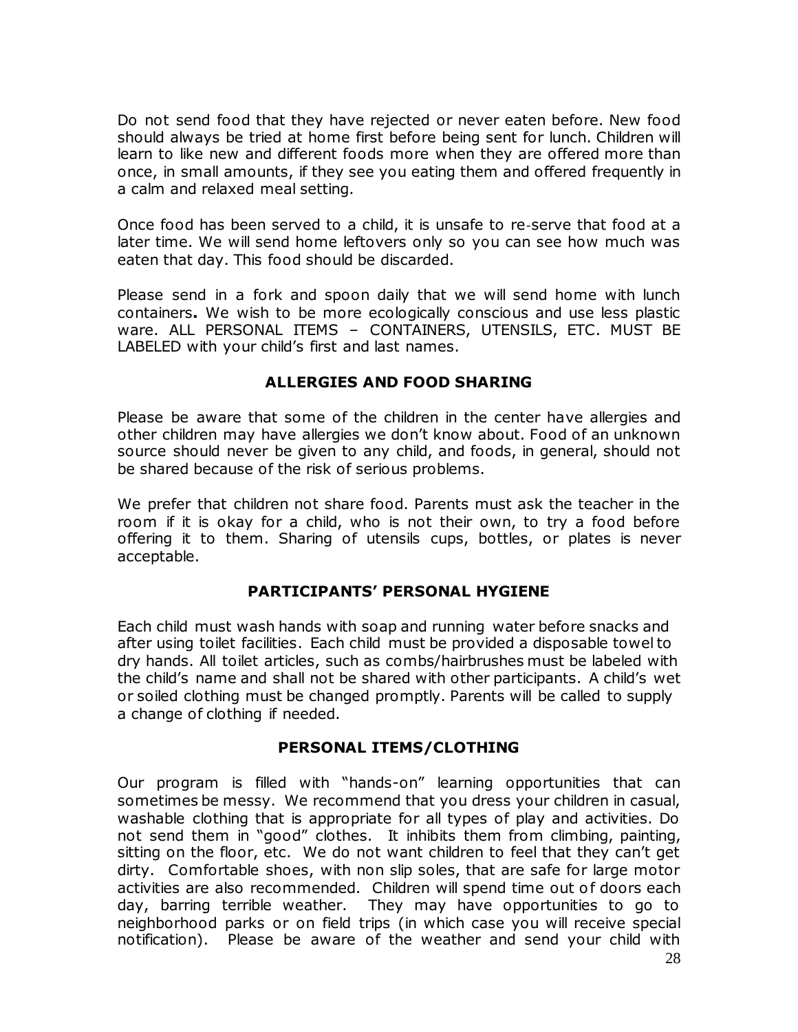Do not send food that they have rejected or never eaten before. New food should always be tried at home first before being sent for lunch. Children will learn to like new and different foods more when they are offered more than once, in small amounts, if they see you eating them and offered frequently in a calm and relaxed meal setting.

Once food has been served to a child, it is unsafe to re-serve that food at a later time. We will send home leftovers only so you can see how much was eaten that day. This food should be discarded.

Please send in a fork and spoon daily that we will send home with lunch containers**.** We wish to be more ecologically conscious and use less plastic ware. ALL PERSONAL ITEMS – CONTAINERS, UTENSILS, ETC. MUST BE LABELED with your child's first and last names.

## ALLERGIES AND FOOD SHARING

Please be aware that some of the children in the center have allergies and other children may have allergies we don't know about. Food of an unknown source should never be given to any child, and foods, in general, should not be shared because of the risk of serious problems.

We prefer that children not share food. Parents must ask the teacher in the room if it is okay for a child, who is not their own, to try a food before offering it to them. Sharing of utensils cups, bottles, or plates is never acceptable.

## PARTICIPANTS' PERSONAL HYGIENE

Each child must wash hands with soap and running water before snacks and after using toilet facilities. Each child must be provided a disposable towel to dry hands. All toilet articles, such as combs/hairbrushes must be labeled with the child's name and shall not be shared with other participants. A child's wet or soiled clothing must be changed promptly. Parents will be called to supply a change of clothing if needed.

## PERSONAL ITEMS/CLOTHING

Our program is filled with "hands-on" learning opportunities that can sometimes be messy. We recommend that you dress your children in casual, washable clothing that is appropriate for all types of play and activities. Do not send them in "good" clothes. It inhibits them from climbing, painting, sitting on the floor, etc. We do not want children to feel that they can't get dirty. Comfortable shoes, with non slip soles, that are safe for large motor activities are also recommended. Children will spend time out of doors each day, barring terrible weather. They may have opportunities to go to neighborhood parks or on field trips (in which case you will receive special notification). Please be aware of the weather and send your child with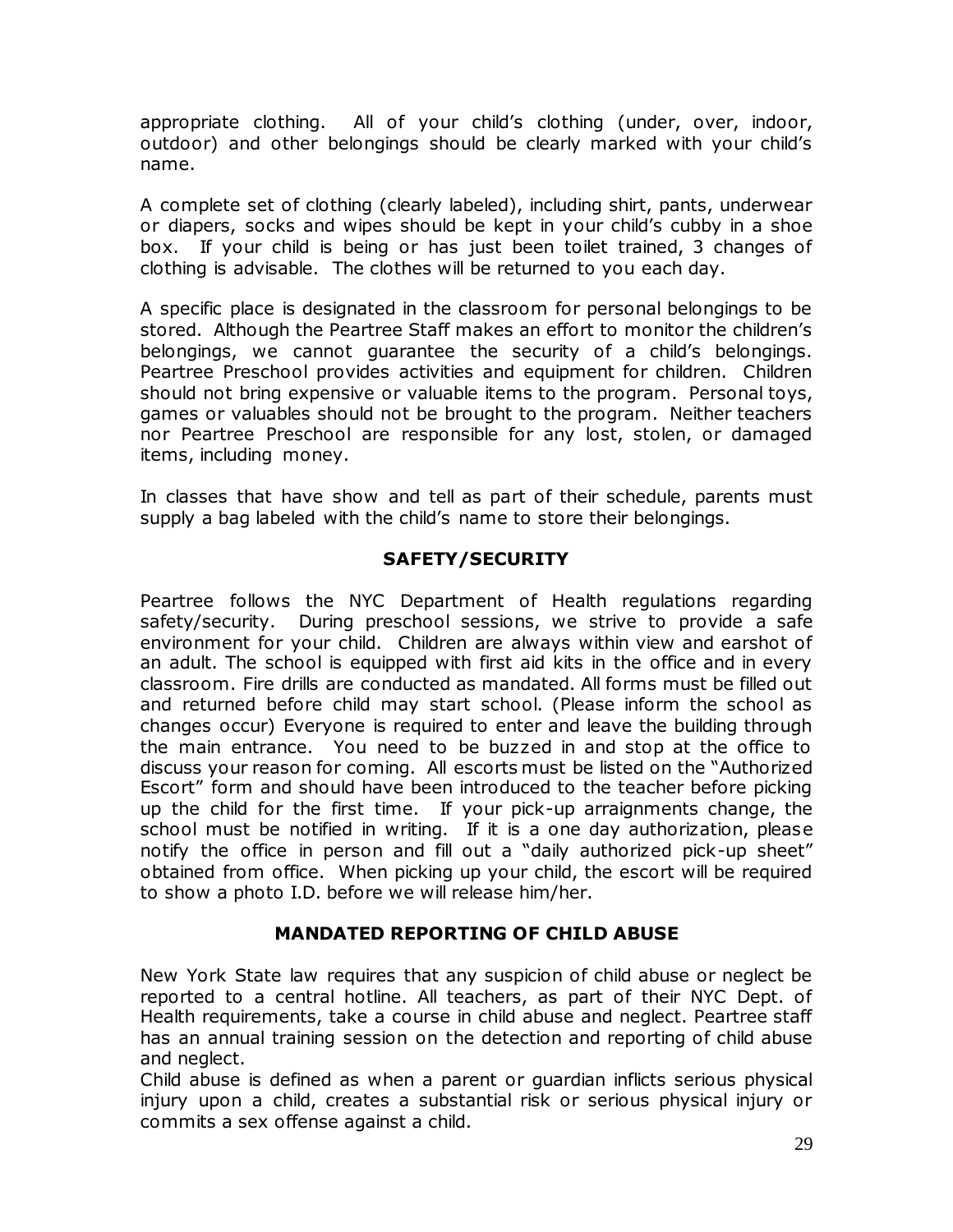appropriate clothing. All of your child's clothing (under, over, indoor, outdoor) and other belongings should be clearly marked with your child's name.

A complete set of clothing (clearly labeled), including shirt, pants, underwear or diapers, socks and wipes should be kept in your child's cubby in a shoe box. If your child is being or has just been toilet trained, 3 changes of clothing is advisable. The clothes will be returned to you each day.

A specific place is designated in the classroom for personal belongings to be stored. Although the Peartree Staff makes an effort to monitor the children's belongings, we cannot guarantee the security of a child's belongings. Peartree Preschool provides activities and equipment for children. Children should not bring expensive or valuable items to the program. Personal toys, games or valuables should not be brought to the program. Neither teachers nor Peartree Preschool are responsible for any lost, stolen, or damaged items, including money.

In classes that have show and tell as part of their schedule, parents must supply a bag labeled with the child's name to store their belongings.

## SAFETY/SECURITY

Peartree follows the NYC Department of Health regulations regarding safety/security. During preschool sessions, we strive to provide a safe environment for your child. Children are always within view and earshot of an adult. The school is equipped with first aid kits in the office and in every classroom. Fire drills are conducted as mandated. All forms must be filled out and returned before child may start school. (Please inform the school as changes occur) Everyone is required to enter and leave the building through the main entrance. You need to be buzzed in and stop at the office to discuss your reason for coming. All escorts must be listed on the "Authorized Escort" form and should have been introduced to the teacher before picking up the child for the first time. If your pick-up arraignments change, the school must be notified in writing. If it is a one day authorization, please notify the office in person and fill out a "daily authorized pick-up sheet" obtained from office. When picking up your child, the escort will be required to show a photo I.D. before we will release him/her.

## MANDATED REPORTING OF CHILD ABUSE

New York State law requires that any suspicion of child abuse or neglect be reported to a central hotline. All teachers, as part of their NYC Dept. of Health requirements, take a course in child abuse and neglect. Peartree staff has an annual training session on the detection and reporting of child abuse and neglect.

Child abuse is defined as when a parent or guardian inflicts serious physical injury upon a child, creates a substantial risk or serious physical injury or commits a sex offense against a child.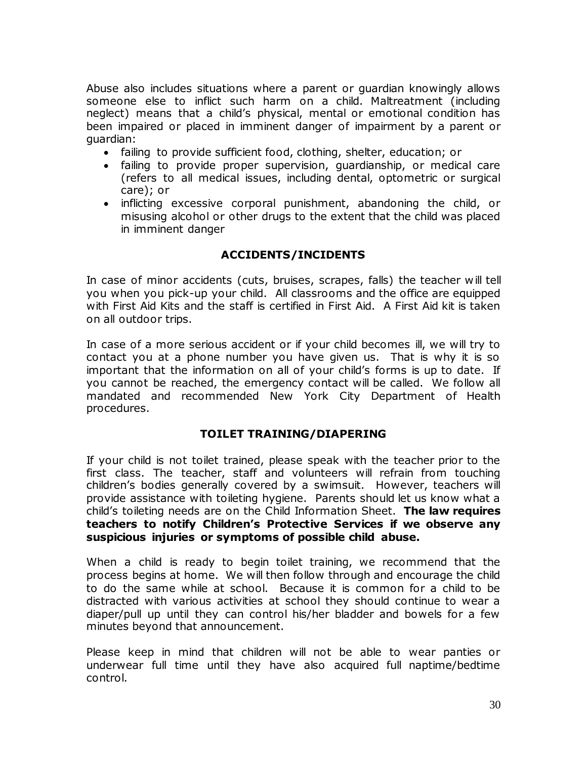Abuse also includes situations where a parent or guardian knowingly allows someone else to inflict such harm on a child. Maltreatment (including neglect) means that a child's physical, mental or emotional condition has been impaired or placed in imminent danger of impairment by a parent or guardian:

- failing to provide sufficient food, clothing, shelter, education; or
- failing to provide proper supervision, guardianship, or medical care (refers to all medical issues, including dental, optometric or surgical care); or
- inflicting excessive corporal punishment, abandoning the child, or misusing alcohol or other drugs to the extent that the child was placed in imminent danger

## ACCIDENTS/INCIDENTS

In case of minor accidents (cuts, bruises, scrapes, falls) the teacher will tell you when you pick-up your child. All classrooms and the office are equipped with First Aid Kits and the staff is certified in First Aid. A First Aid kit is taken on all outdoor trips.

In case of a more serious accident or if your child becomes ill, we will try to contact you at a phone number you have given us. That is why it is so important that the information on all of your child's forms is up to date. If you cannot be reached, the emergency contact will be called. We follow all mandated and recommended New York City Department of Health procedures.

## TOILET TRAINING/DIAPERING

If your child is not toilet trained, please speak with the teacher prior to the first class. The teacher, staff and volunteers will refrain from touching children's bodies generally covered by a swimsuit. However, teachers will provide assistance with toileting hygiene. Parents should let us know what a child's toileting needs are on the Child Information Sheet. **The law requires teachers to notify Children's Protective Services if we observe any suspicious injuries or symptoms of possible child abuse.**

When a child is ready to begin toilet training, we recommend that the process begins at home. We will then follow through and encourage the child to do the same while at school. Because it is common for a child to be distracted with various activities at school they should continue to wear a diaper/pull up until they can control his/her bladder and bowels for a few minutes beyond that announcement.

Please keep in mind that children will not be able to wear panties or underwear full time until they have also acquired full naptime/bedtime control.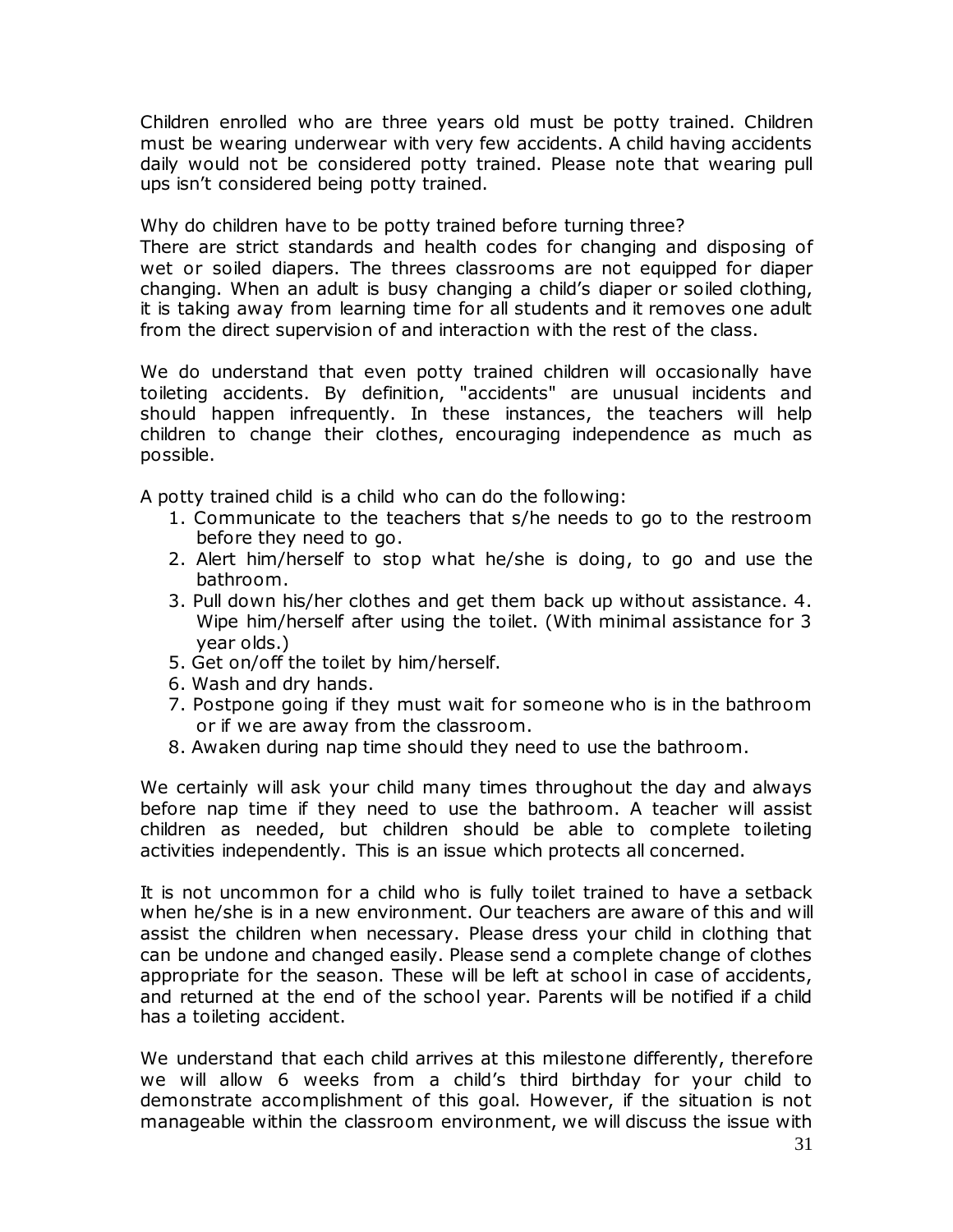Children enrolled who are three years old must be potty trained. Children must be wearing underwear with very few accidents. A child having accidents daily would not be considered potty trained. Please note that wearing pull ups isn't considered being potty trained.

Why do children have to be potty trained before turning three?
There are strict standards and health codes for changing and disposing of wet or soiled diapers. The threes classrooms are not equipped for diaper changing. When an adult is busy changing a child's diaper or soiled clothing, it is taking away from learning time for all students and it removes one adult from the direct supervision of and interaction with the rest of the class.

We do understand that even potty trained children will occasionally have toileting accidents. By definition, "accidents" are unusual incidents and should happen infrequently. In these instances, the teachers will help children to change their clothes, encouraging independence as much as possible.

A potty trained child is a child who can do the following:

1. Communicate to the teachers that s/he needs to go to the restroom before they need to go.
2. Alert him/herself to stop what he/she is doing, to go and use the bathroom.
3. Pull down his/her clothes and get them back up without assistance.
4. Wipe him/herself after using the toilet. (With minimal assistance for 3 year olds.)
5. Get on/off the toilet by him/herself.
6. Wash and dry hands.
7. Postpone going if they must wait for someone who is in the bathroom or if we are away from the classroom.
8. Awaken during nap time should they need to use the bathroom.

We certainly will ask your child many times throughout the day and always before nap time if they need to use the bathroom. A teacher will assist children as needed, but children should be able to complete toileting activities independently. This is an issue which protects all concerned.

It is not uncommon for a child who is fully toilet trained to have a setback when he/she is in a new environment. Our teachers are aware of this and will assist the children when necessary. Please dress your child in clothing that can be undone and changed easily. Please send a complete change of clothes appropriate for the season. These will be left at school in case of accidents, and returned at the end of the school year. Parents will be notified if a child has a toileting accident.

We understand that each child arrives at this milestone differently, therefore we will allow 6 weeks from a child's third birthday for your child to demonstrate accomplishment of this goal. However, if the situation is not manageable within the classroom environment, we will discuss the issue with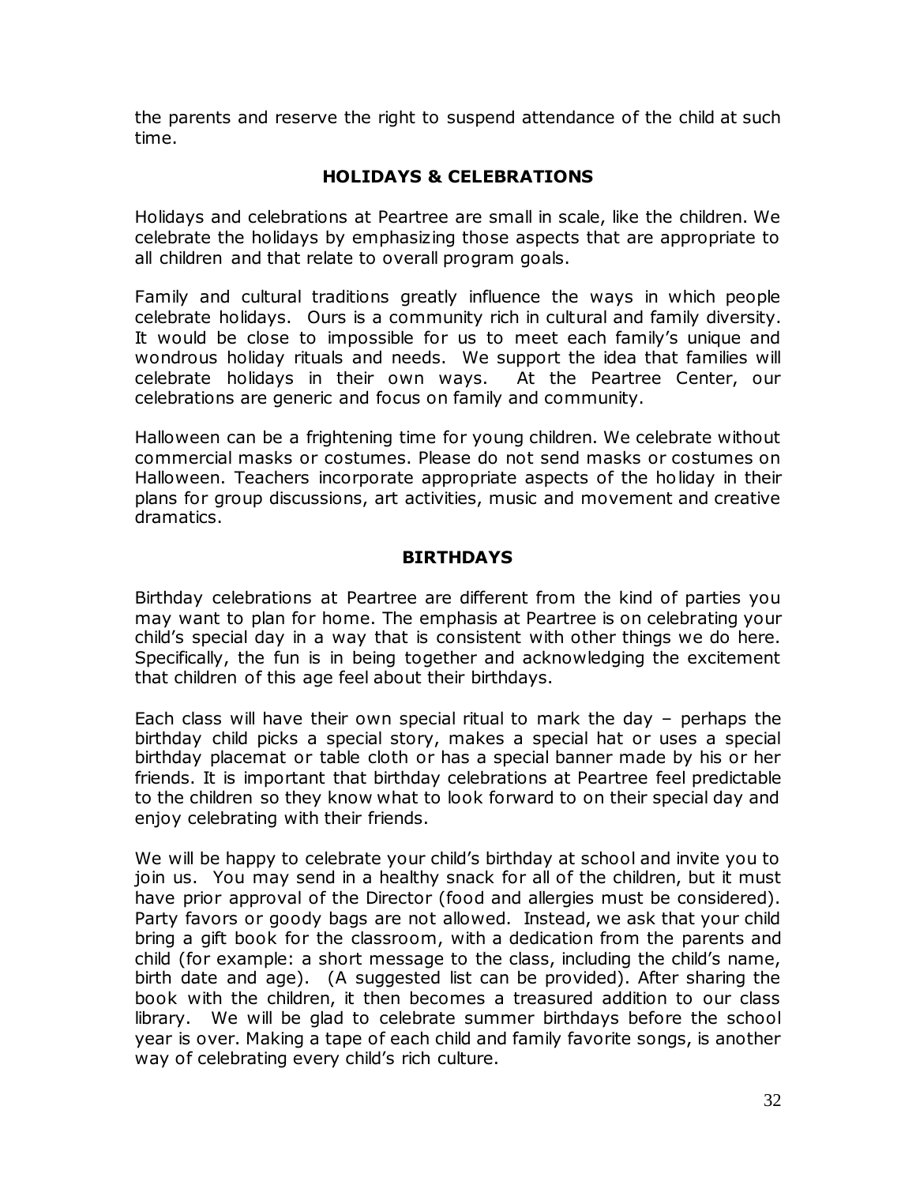the parents and reserve the right to suspend attendance of the child at such time.

## HOLIDAYS & CELEBRATIONS

Holidays and celebrations at Peartree are small in scale, like the children. We celebrate the holidays by emphasizing those aspects that are appropriate to all children and that relate to overall program goals.

Family and cultural traditions greatly influence the ways in which people celebrate holidays. Ours is a community rich in cultural and family diversity. It would be close to impossible for us to meet each family's unique and wondrous holiday rituals and needs. We support the idea that families will celebrate holidays in their own ways. At the Peartree Center, our celebrations are generic and focus on family and community.

Halloween can be a frightening time for young children. We celebrate without commercial masks or costumes. Please do not send masks or costumes on Halloween. Teachers incorporate appropriate aspects of the holiday in their plans for group discussions, art activities, music and movement and creative dramatics.

## BIRTHDAYS

Birthday celebrations at Peartree are different from the kind of parties you may want to plan for home. The emphasis at Peartree is on celebrating your child's special day in a way that is consistent with other things we do here. Specifically, the fun is in being together and acknowledging the excitement that children of this age feel about their birthdays.

Each class will have their own special ritual to mark the day – perhaps the birthday child picks a special story, makes a special hat or uses a special birthday placemat or table cloth or has a special banner made by his or her friends. It is important that birthday celebrations at Peartree feel predictable to the children so they know what to look forward to on their special day and enjoy celebrating with their friends.

We will be happy to celebrate your child's birthday at school and invite you to join us. You may send in a healthy snack for all of the children, but it must have prior approval of the Director (food and allergies must be considered). Party favors or goody bags are not allowed. Instead, we ask that your child bring a gift book for the classroom, with a dedication from the parents and child (for example: a short message to the class, including the child's name, birth date and age). (A suggested list can be provided). After sharing the book with the children, it then becomes a treasured addition to our class library. We will be glad to celebrate summer birthdays before the school year is over. Making a tape of each child and family favorite songs, is another way of celebrating every child's rich culture.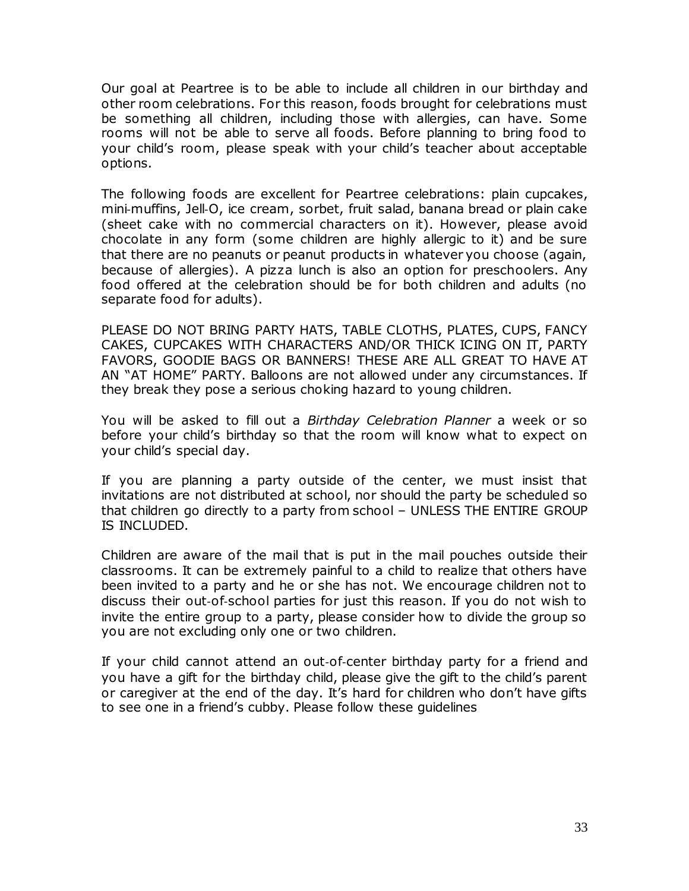Our goal at Peartree is to be able to include all children in our birthday and other room celebrations. For this reason, foods brought for celebrations must be something all children, including those with allergies, can have. Some rooms will not be able to serve all foods. Before planning to bring food to your child's room, please speak with your child's teacher about acceptable options.

The following foods are excellent for Peartree celebrations: plain cupcakes, mini-muffins, Jell-O, ice cream, sorbet, fruit salad, banana bread or plain cake (sheet cake with no commercial characters on it). However, please avoid chocolate in any form (some children are highly allergic to it) and be sure that there are no peanuts or peanut products in whatever you choose (again, because of allergies). A pizza lunch is also an option for preschoolers. Any food offered at the celebration should be for both children and adults (no separate food for adults).

PLEASE DO NOT BRING PARTY HATS, TABLE CLOTHS, PLATES, CUPS, FANCY CAKES, CUPCAKES WITH CHARACTERS AND/OR THICK ICING ON IT, PARTY FAVORS, GOODIE BAGS OR BANNERS! THESE ARE ALL GREAT TO HAVE AT AN "AT HOME" PARTY. Balloons are not allowed under any circumstances. If they break they pose a serious choking hazard to young children.

You will be asked to fill out a *Birthday Celebration Planner* a week or so before your child's birthday so that the room will know what to expect on your child's special day.

If you are planning a party outside of the center, we must insist that invitations are not distributed at school, nor should the party be scheduled so that children go directly to a party from school – UNLESS THE ENTIRE GROUP IS INCLUDED.

Children are aware of the mail that is put in the mail pouches outside their classrooms. It can be extremely painful to a child to realize that others have been invited to a party and he or she has not. We encourage children not to discuss their out-of-school parties for just this reason. If you do not wish to invite the entire group to a party, please consider how to divide the group so you are not excluding only one or two children.

If your child cannot attend an out-of-center birthday party for a friend and you have a gift for the birthday child, please give the gift to the child's parent or caregiver at the end of the day. It's hard for children who don't have gifts to see one in a friend's cubby. Please follow these guidelines